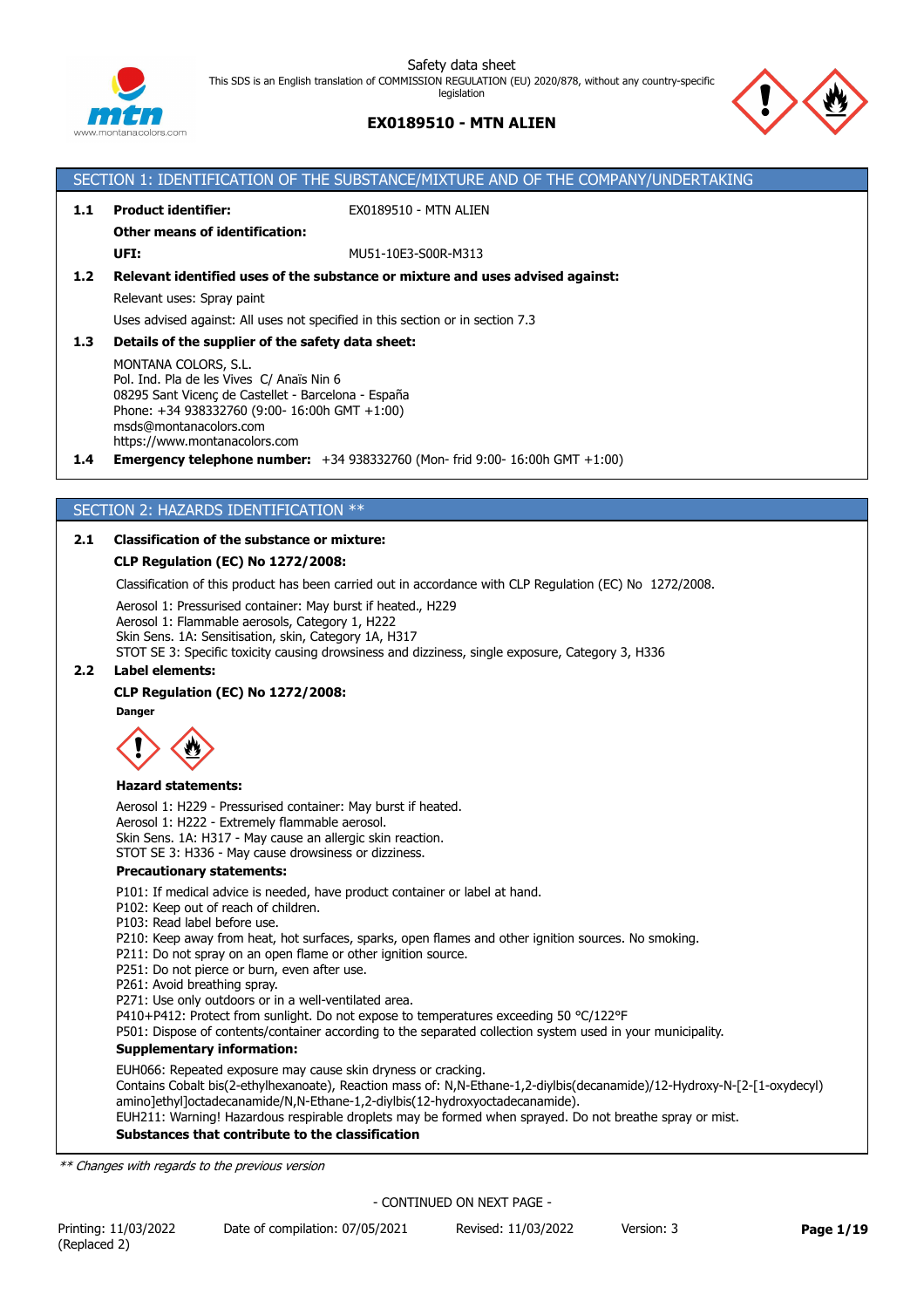Safety data sheet

This SDS is an English translation of COMMISSION REGULATION (EU) 2020/878, without any country-specific legislation

**EX0189510 - MTN ALIEN**

## SECTION 1: IDENTIFICATION OF THE SUBSTANCE/MIXTURE AND OF THE COMPANY/UNDERTAKING

**1.1 Product identifier:** EX0189510 - MTN ALIEN

**Other means of identification:**

**UFI:** MU51-10E3-S00R-M313

**1.2 Relevant identified uses of the substance or mixture and uses advised against:**

Relevant uses: Spray paint

Uses advised against: All uses not specified in this section or in section 7.3

**1.3 Details of the supplier of the safety data sheet:**

MONTANA COLORS, S.L.
Pol. Ind. Pla de les Vives C/ Anaïs Nin 6
08295 Sant Vicenç de Castellet - Barcelona - España
Phone: +34 938332760 (9:00- 16:00h GMT +1:00)
msds@montanacolors.com
https://www.montanacolors.com

**1.4 Emergency telephone number:** +34 938332760 (Mon- frid 9:00- 16:00h GMT +1:00)

## SECTION 2: HAZARDS IDENTIFICATION **

**2.1 Classification of the substance or mixture:**

**CLP Regulation (EC) No 1272/2008:**

Classification of this product has been carried out in accordance with CLP Regulation (EC) No 1272/2008.

Aerosol 1: Pressurised container: May burst if heated., H229
Aerosol 1: Flammable aerosols, Category 1, H222
Skin Sens. 1A: Sensitisation, skin, Category 1A, H317
STOT SE 3: Specific toxicity causing drowsiness and dizziness, single exposure, Category 3, H336

**2.2 Label elements:**

**CLP Regulation (EC) No 1272/2008:**

**Danger**

**Hazard statements:**

Aerosol 1: H229 - Pressurised container: May burst if heated.
Aerosol 1: H222 - Extremely flammable aerosol.
Skin Sens. 1A: H317 - May cause an allergic skin reaction.
STOT SE 3: H336 - May cause drowsiness or dizziness.

**Precautionary statements:**

P101: If medical advice is needed, have product container or label at hand.
P102: Keep out of reach of children.
P103: Read label before use.
P210: Keep away from heat, hot surfaces, sparks, open flames and other ignition sources. No smoking.
P211: Do not spray on an open flame or other ignition source.
P251: Do not pierce or burn, even after use.
P261: Avoid breathing spray.
P271: Use only outdoors or in a well-ventilated area.
P410+P412: Protect from sunlight. Do not expose to temperatures exceeding 50 °C/122°F
P501: Dispose of contents/container according to the separated collection system used in your municipality.

**Supplementary information:**

EUH066: Repeated exposure may cause skin dryness or cracking.
Contains Cobalt bis(2-ethylhexanoate), Reaction mass of: N,N-Ethane-1,2-diylbis(decanamide)/12-Hydroxy-N-[2-[1-oxydecyl)amino]ethyl]octadecanamide/N,N-Ethane-1,2-diylbis(12-hydroxyoctadecanamide).
EUH211: Warning! Hazardous respirable droplets may be formed when sprayed. Do not breathe spray or mist.

**Substances that contribute to the classification**

*** Changes with regards to the previous version*

- CONTINUED ON NEXT PAGE -

Printing: 11/03/2022 (Replaced 2) | Date of compilation: 07/05/2021 | Revised: 11/03/2022 | Version: 3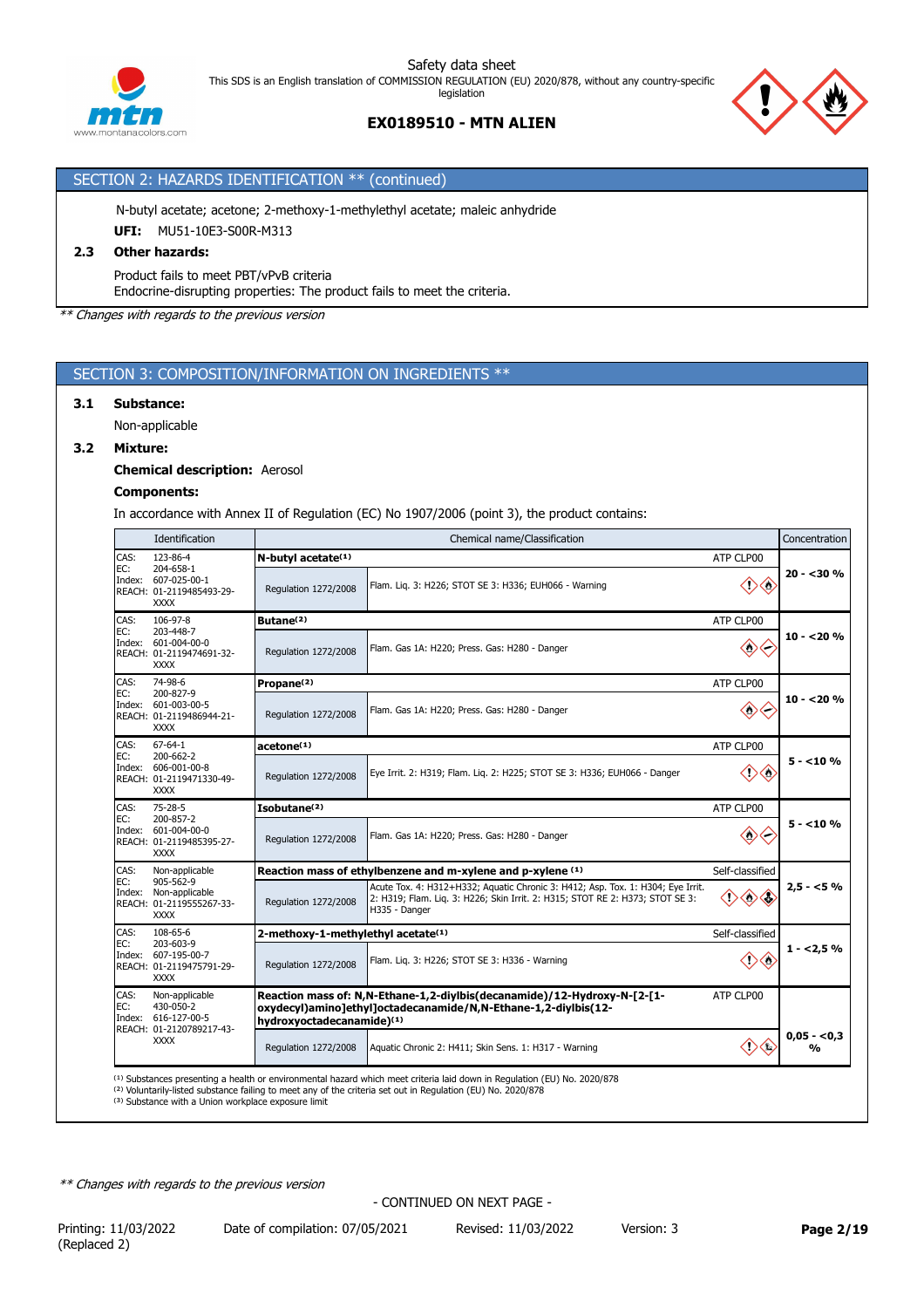## SECTION 2: HAZARDS IDENTIFICATION ** (continued)

N-butyl acetate; acetone; 2-methoxy-1-methylethyl acetate; maleic anhydride

**UFI:** MU51-10E3-S00R-M313

**2.3 Other hazards:**

Product fails to meet PBT/vPvB criteria
Endocrine-disrupting properties: The product fails to meet the criteria.

*** Changes with regards to the previous version*

## SECTION 3: COMPOSITION/INFORMATION ON INGREDIENTS **

**3.1 Substance:**

Non-applicable

**3.2 Mixture:**

**Chemical description:** Aerosol

**Components:**

In accordance with Annex II of Regulation (EC) No 1907/2006 (point 3), the product contains:

| Identification | Chemical name/Classification | | | Concentration |
|---|---|---|---|---|
| CAS: 123-86-4<br>EC: 204-658-1<br>Index: 607-025-00-1<br>REACH: 01-2119485493-29-XXXX | **N-butyl acetate[1]** | | ATP CLP00 | 20 - <30 % |
| | Regulation 1272/2008 | Flam. Liq. 3: H226; STOT SE 3: H336; EUH066 - Warning | | |
| CAS: 106-97-8<br>EC: 203-448-7<br>Index: 601-004-00-0<br>REACH: 01-2119474691-32-XXXX | **Butane[2]** | | ATP CLP00 | 10 - <20 % |
| | Regulation 1272/2008 | Flam. Gas 1A: H220; Press. Gas: H280 - Danger | | |
| CAS: 74-98-6<br>EC: 200-827-9<br>Index: 601-003-00-5<br>REACH: 01-2119486944-21-XXXX | **Propane[2]** | | ATP CLP00 | 10 - <20 % |
| | Regulation 1272/2008 | Flam. Gas 1A: H220; Press. Gas: H280 - Danger | | |
| CAS: 67-64-1<br>EC: 200-662-2<br>Index: 606-001-00-8<br>REACH: 01-2119471330-49-XXXX | **acetone[1]** | | ATP CLP00 | 5 - <10 % |
| | Regulation 1272/2008 | Eye Irrit. 2: H319; Flam. Liq. 2: H225; STOT SE 3: H336; EUH066 - Danger | | |
| CAS: 75-28-5<br>EC: 200-857-2<br>Index: 601-004-00-0<br>REACH: 01-2119485395-27-XXXX | **Isobutane[2]** | | ATP CLP00 | 5 - <10 % |
| | Regulation 1272/2008 | Flam. Gas 1A: H220; Press. Gas: H280 - Danger | | |
| CAS: Non-applicable<br>EC: 905-562-9<br>Index: Non-applicable<br>REACH: 01-2119555267-33-XXXX | **Reaction mass of ethylbenzene and m-xylene and p-xylene [1]** | | Self-classified | 2,5 - <5 % |
| | Regulation 1272/2008 | Acute Tox. 4: H312+H332; Aquatic Chronic 3: H412; Asp. Tox. 1: H304; Eye Irrit. 2: H319; Flam. Liq. 3: H226; Skin Irrit. 2: H315; STOT RE 2: H373; STOT SE 3: H335 - Danger | | |
| CAS: 108-65-6<br>EC: 203-603-9<br>Index: 607-195-00-7<br>REACH: 01-2119475791-29-XXXX | **2-methoxy-1-methylethyl acetate[1]** | | Self-classified | 1 - <2,5 % |
| | Regulation 1272/2008 | Flam. Liq. 3: H226; STOT SE 3: H336 - Warning | | |
| CAS: Non-applicable<br>EC: 430-050-2<br>Index: 616-127-00-5<br>REACH: 01-2120789217-43-XXXX | **Reaction mass of: N,N-Ethane-1,2-diylbis(decanamide)/12-Hydroxy-N-[2-[1-oxydecyl)amino]ethyl]octadecanamide/N,N-Ethane-1,2-diylbis(12-hydroxyoctadecanamide)[1]** | | ATP CLP00 | 0,05 - <0,3 % |
| | Regulation 1272/2008 | Aquatic Chronic 2: H411; Skin Sens. 1: H317 - Warning | | |

[1] Substances presenting a health or environmental hazard which meet criteria laid down in Regulation (EU) No. 2020/878
[2] Voluntarily-listed substance failing to meet any of the criteria set out in Regulation (EU) No. 2020/878
[3] Substance with a Union workplace exposure limit

*** Changes with regards to the previous version*

- CONTINUED ON NEXT PAGE -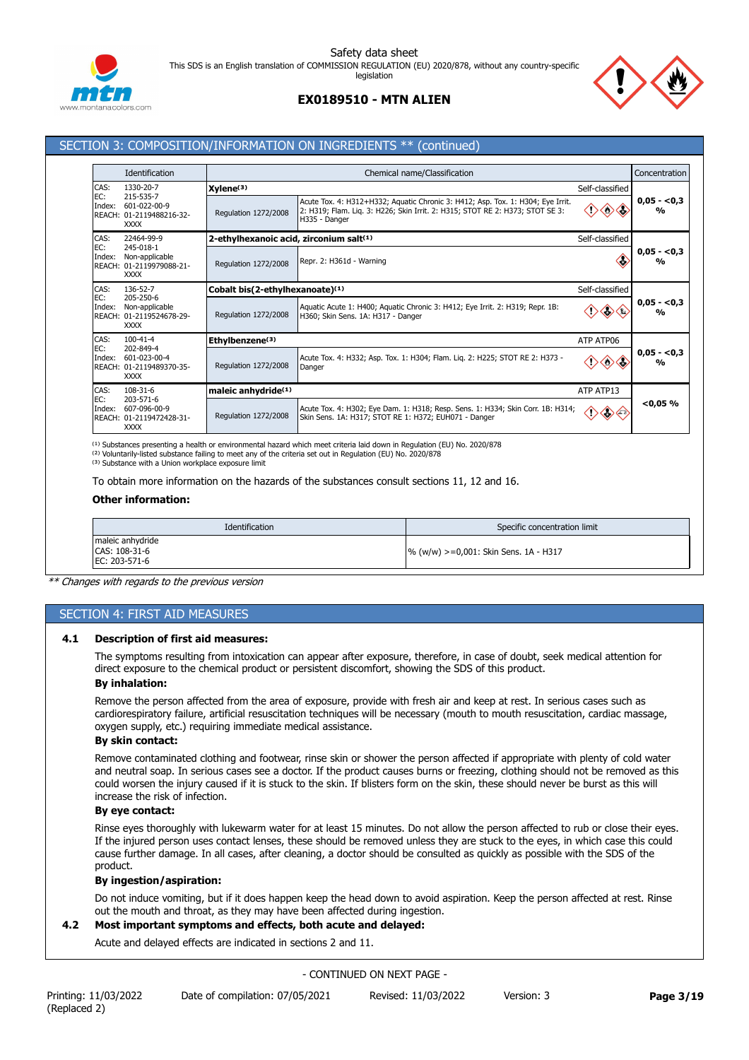## SECTION 3: COMPOSITION/INFORMATION ON INGREDIENTS ** (continued)

| Identification | Chemical name/Classification | | | Concentration |
|---|---|---|---|---|
| CAS: 1330-20-7<br>EC: 215-535-7<br>Index: 601-022-00-9<br>REACH: 01-2119488216-32-XXXX | **Xylene**[3] | | Self-classified | 0,05 - <0,3 % |
| | Regulation 1272/2008 | Acute Tox. 4: H312+H332; Aquatic Chronic 3: H412; Asp. Tox. 1: H304; Eye Irrit. 2: H319; Flam. Liq. 3: H226; Skin Irrit. 2: H315; STOT RE 2: H373; STOT SE 3: H335 - Danger | | |
| CAS: 22464-99-9<br>EC: 245-018-1<br>Index: Non-applicable<br>REACH: 01-2119979088-21-XXXX | **2-ethylhexanoic acid, zirconium salt**[1] | | Self-classified | 0,05 - <0,3 % |
| | Regulation 1272/2008 | Repr. 2: H361d - Warning | | |
| CAS: 136-52-7<br>EC: 205-250-6<br>Index: Non-applicable<br>REACH: 01-2119524678-29-XXXX | **Cobalt bis(2-ethylhexanoate)**[1] | | Self-classified | 0,05 - <0,3 % |
| | Regulation 1272/2008 | Aquatic Acute 1: H400; Aquatic Chronic 3: H412; Eye Irrit. 2: H319; Repr. 1B: H360; Skin Sens. 1A: H317 - Danger | | |
| CAS: 100-41-4<br>EC: 202-849-4<br>Index: 601-023-00-4<br>REACH: 01-2119489370-35-XXXX | **Ethylbenzene**[3] | | ATP ATP06 | 0,05 - <0,3 % |
| | Regulation 1272/2008 | Acute Tox. 4: H332; Asp. Tox. 1: H304; Flam. Liq. 2: H225; STOT RE 2: H373 - Danger | | |
| CAS: 108-31-6<br>EC: 203-571-6<br>Index: 607-096-00-9<br>REACH: 01-2119472428-31-XXXX | **maleic anhydride**[1] | | ATP ATP13 | <0,05 % |
| | Regulation 1272/2008 | Acute Tox. 4: H302; Eye Dam. 1: H318; Resp. Sens. 1: H334; Skin Corr. 1B: H314; Skin Sens. 1A: H317; STOT RE 1: H372; EUH071 - Danger | | |

[1] Substances presenting a health or environmental hazard which meet criteria laid down in Regulation (EU) No. 2020/878
[2] Voluntarily-listed substance failing to meet any of the criteria set out in Regulation (EU) No. 2020/878
[3] Substance with a Union workplace exposure limit

To obtain more information on the hazards of the substances consult sections 11, 12 and 16.

**Other information:**

| Identification | Specific concentration limit |
|---|---|
| maleic anhydride<br>CAS: 108-31-6<br>EC: 203-571-6 | % (w/w) >=0,001: Skin Sens. 1A - H317 |

*** Changes with regards to the previous version*

## SECTION 4: FIRST AID MEASURES

### 4.1 Description of first aid measures:

The symptoms resulting from intoxication can appear after exposure, therefore, in case of doubt, seek medical attention for direct exposure to the chemical product or persistent discomfort, showing the SDS of this product.

**By inhalation:**

Remove the person affected from the area of exposure, provide with fresh air and keep at rest. In serious cases such as cardiorespiratory failure, artificial resuscitation techniques will be necessary (mouth to mouth resuscitation, cardiac massage, oxygen supply, etc.) requiring immediate medical assistance.

**By skin contact:**

Remove contaminated clothing and footwear, rinse skin or shower the person affected if appropriate with plenty of cold water and neutral soap. In serious cases see a doctor. If the product causes burns or freezing, clothing should not be removed as this could worsen the injury caused if it is stuck to the skin. If blisters form on the skin, these should never be burst as this will increase the risk of infection.

**By eye contact:**

Rinse eyes thoroughly with lukewarm water for at least 15 minutes. Do not allow the person affected to rub or close their eyes. If the injured person uses contact lenses, these should be removed unless they are stuck to the eyes, in which case this could cause further damage. In all cases, after cleaning, a doctor should be consulted as quickly as possible with the SDS of the product.

**By ingestion/aspiration:**

Do not induce vomiting, but if it does happen keep the head down to avoid aspiration. Keep the person affected at rest. Rinse out the mouth and throat, as they may have been affected during ingestion.

### 4.2 Most important symptoms and effects, both acute and delayed:

Acute and delayed effects are indicated in sections 2 and 11.

- CONTINUED ON NEXT PAGE -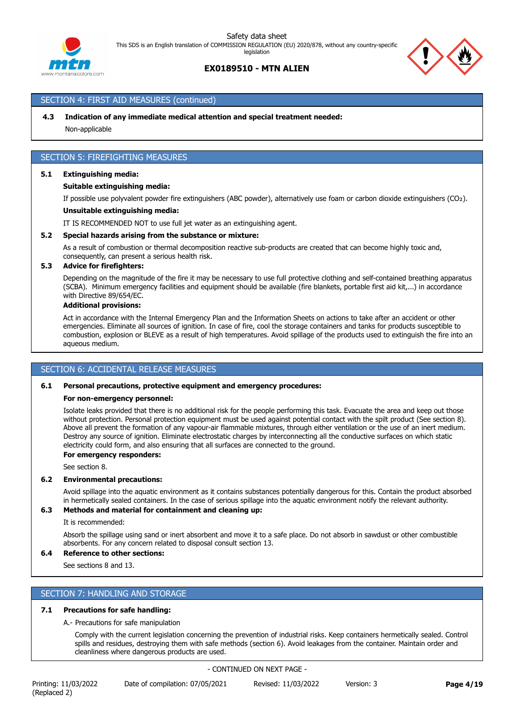## SECTION 4: FIRST AID MEASURES (continued)

**4.3 Indication of any immediate medical attention and special treatment needed:**

Non-applicable

## SECTION 5: FIREFIGHTING MEASURES

**5.1 Extinguishing media:**

**Suitable extinguishing media:**

If possible use polyvalent powder fire extinguishers (ABC powder), alternatively use foam or carbon dioxide extinguishers ($CO_2$).

**Unsuitable extinguishing media:**

IT IS RECOMMENDED NOT to use full jet water as an extinguishing agent.

**5.2 Special hazards arising from the substance or mixture:**

As a result of combustion or thermal decomposition reactive sub-products are created that can become highly toxic and, consequently, can present a serious health risk.

**5.3 Advice for firefighters:**

Depending on the magnitude of the fire it may be necessary to use full protective clothing and self-contained breathing apparatus (SCBA). Minimum emergency facilities and equipment should be available (fire blankets, portable first aid kit,...) in accordance with Directive 89/654/EC.

**Additional provisions:**

Act in accordance with the Internal Emergency Plan and the Information Sheets on actions to take after an accident or other emergencies. Eliminate all sources of ignition. In case of fire, cool the storage containers and tanks for products susceptible to combustion, explosion or BLEVE as a result of high temperatures. Avoid spillage of the products used to extinguish the fire into an aqueous medium.

## SECTION 6: ACCIDENTAL RELEASE MEASURES

**6.1 Personal precautions, protective equipment and emergency procedures:**

**For non-emergency personnel:**

Isolate leaks provided that there is no additional risk for the people performing this task. Evacuate the area and keep out those without protection. Personal protection equipment must be used against potential contact with the spilt product (See section 8). Above all prevent the formation of any vapour-air flammable mixtures, through either ventilation or the use of an inert medium. Destroy any source of ignition. Eliminate electrostatic charges by interconnecting all the conductive surfaces on which static electricity could form, and also ensuring that all surfaces are connected to the ground.

**For emergency responders:**

See section 8.

**6.2 Environmental precautions:**

Avoid spillage into the aquatic environment as it contains substances potentially dangerous for this. Contain the product absorbed in hermetically sealed containers. In the case of serious spillage into the aquatic environment notify the relevant authority.

**6.3 Methods and material for containment and cleaning up:**

It is recommended:

Absorb the spillage using sand or inert absorbent and move it to a safe place. Do not absorb in sawdust or other combustible absorbents. For any concern related to disposal consult section 13.

**6.4 Reference to other sections:**

See sections 8 and 13.

## SECTION 7: HANDLING AND STORAGE

**7.1 Precautions for safe handling:**

A.- Precautions for safe manipulation

Comply with the current legislation concerning the prevention of industrial risks. Keep containers hermetically sealed. Control spills and residues, destroying them with safe methods (section 6). Avoid leakages from the container. Maintain order and cleanliness where dangerous products are used.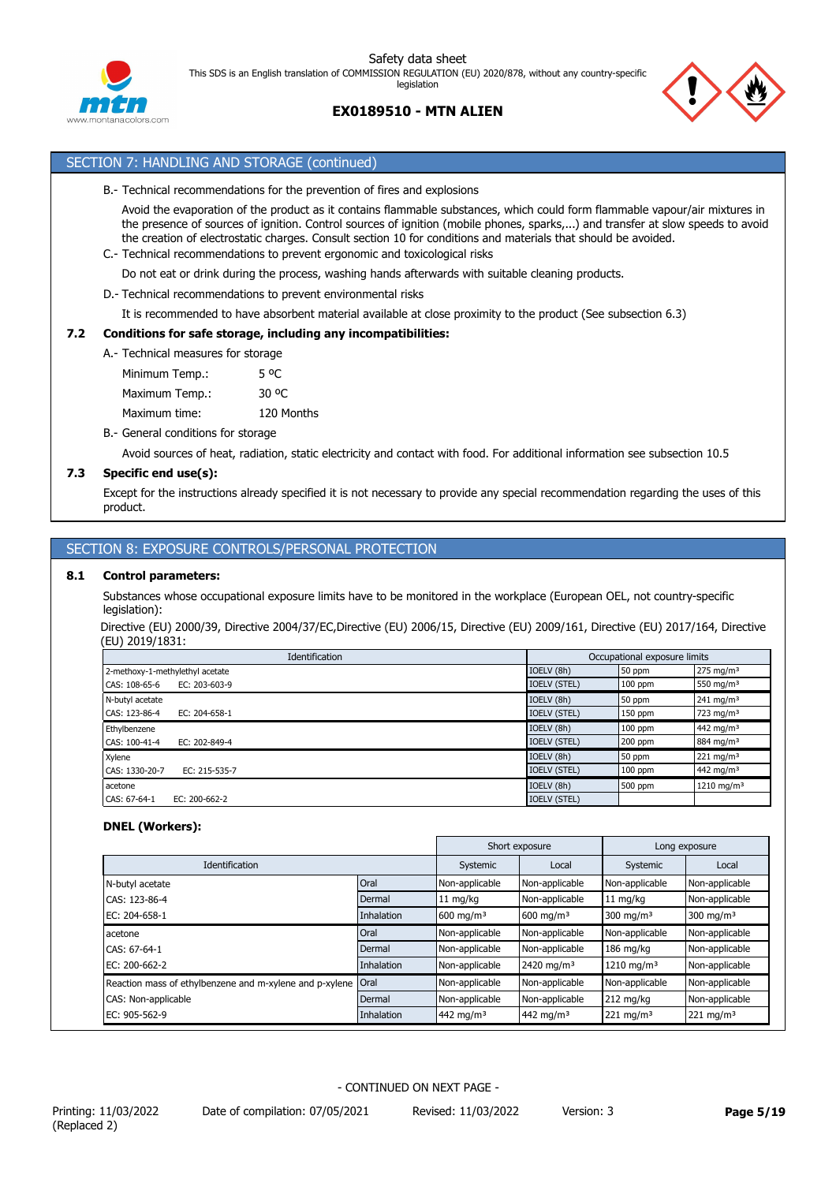## SECTION 7: HANDLING AND STORAGE (continued)

B.- Technical recommendations for the prevention of fires and explosions

Avoid the evaporation of the product as it contains flammable substances, which could form flammable vapour/air mixtures in the presence of sources of ignition. Control sources of ignition (mobile phones, sparks,...) and transfer at slow speeds to avoid the creation of electrostatic charges. Consult section 10 for conditions and materials that should be avoided.

C.- Technical recommendations to prevent ergonomic and toxicological risks

Do not eat or drink during the process, washing hands afterwards with suitable cleaning products.

D.- Technical recommendations to prevent environmental risks

It is recommended to have absorbent material available at close proximity to the product (See subsection 6.3)

### 7.2 Conditions for safe storage, including any incompatibilities:

A.- Technical measures for storage

Minimum Temp.: 5 ºC

Maximum Temp.: 30 ºC

Maximum time: 120 Months

B.- General conditions for storage

Avoid sources of heat, radiation, static electricity and contact with food. For additional information see subsection 10.5

### 7.3 Specific end use(s):

Except for the instructions already specified it is not necessary to provide any special recommendation regarding the uses of this product.

## SECTION 8: EXPOSURE CONTROLS/PERSONAL PROTECTION

### 8.1 Control parameters:

Substances whose occupational exposure limits have to be monitored in the workplace (European OEL, not country-specific legislation):

Directive (EU) 2000/39, Directive 2004/37/EC,Directive (EU) 2006/15, Directive (EU) 2009/161, Directive (EU) 2017/164, Directive (EU) 2019/1831:

| Identification | Occupational exposure limits | | |
|---|---|---|---|
| 2-methoxy-1-methylethyl acetate | IOELV (8h) | 50 ppm | 275 mg/m³ |
| CAS: 108-65-6 EC: 203-603-9 | IOELV (STEL) | 100 ppm | 550 mg/m³ |
| N-butyl acetate | IOELV (8h) | 50 ppm | 241 mg/m³ |
| CAS: 123-86-4 EC: 204-658-1 | IOELV (STEL) | 150 ppm | 723 mg/m³ |
| Ethylbenzene | IOELV (8h) | 100 ppm | 442 mg/m³ |
| CAS: 100-41-4 EC: 202-849-4 | IOELV (STEL) | 200 ppm | 884 mg/m³ |
| Xylene | IOELV (8h) | 50 ppm | 221 mg/m³ |
| CAS: 1330-20-7 EC: 215-535-7 | IOELV (STEL) | 100 ppm | 442 mg/m³ |
| acetone | IOELV (8h) | 500 ppm | 1210 mg/m³ |
| CAS: 67-64-1 EC: 200-662-2 | IOELV (STEL) | | |

**DNEL (Workers):**

| Identification | | Short exposure | | Long exposure | |
|---|---|---|---|---|---|
| | | Systemic | Local | Systemic | Local |
| N-butyl acetate | Oral | Non-applicable | Non-applicable | Non-applicable | Non-applicable |
| CAS: 123-86-4 | Dermal | 11 mg/kg | Non-applicable | 11 mg/kg | Non-applicable |
| EC: 204-658-1 | Inhalation | 600 mg/m³ | 600 mg/m³ | 300 mg/m³ | 300 mg/m³ |
| acetone | Oral | Non-applicable | Non-applicable | Non-applicable | Non-applicable |
| CAS: 67-64-1 | Dermal | Non-applicable | Non-applicable | 186 mg/kg | Non-applicable |
| EC: 200-662-2 | Inhalation | Non-applicable | 2420 mg/m³ | 1210 mg/m³ | Non-applicable |
| Reaction mass of ethylbenzene and m-xylene and p-xylene | Oral | Non-applicable | Non-applicable | Non-applicable | Non-applicable |
| CAS: Non-applicable | Dermal | Non-applicable | Non-applicable | 212 mg/kg | Non-applicable |
| EC: 905-562-9 | Inhalation | 442 mg/m³ | 442 mg/m³ | 221 mg/m³ | 221 mg/m³ |

- CONTINUED ON NEXT PAGE -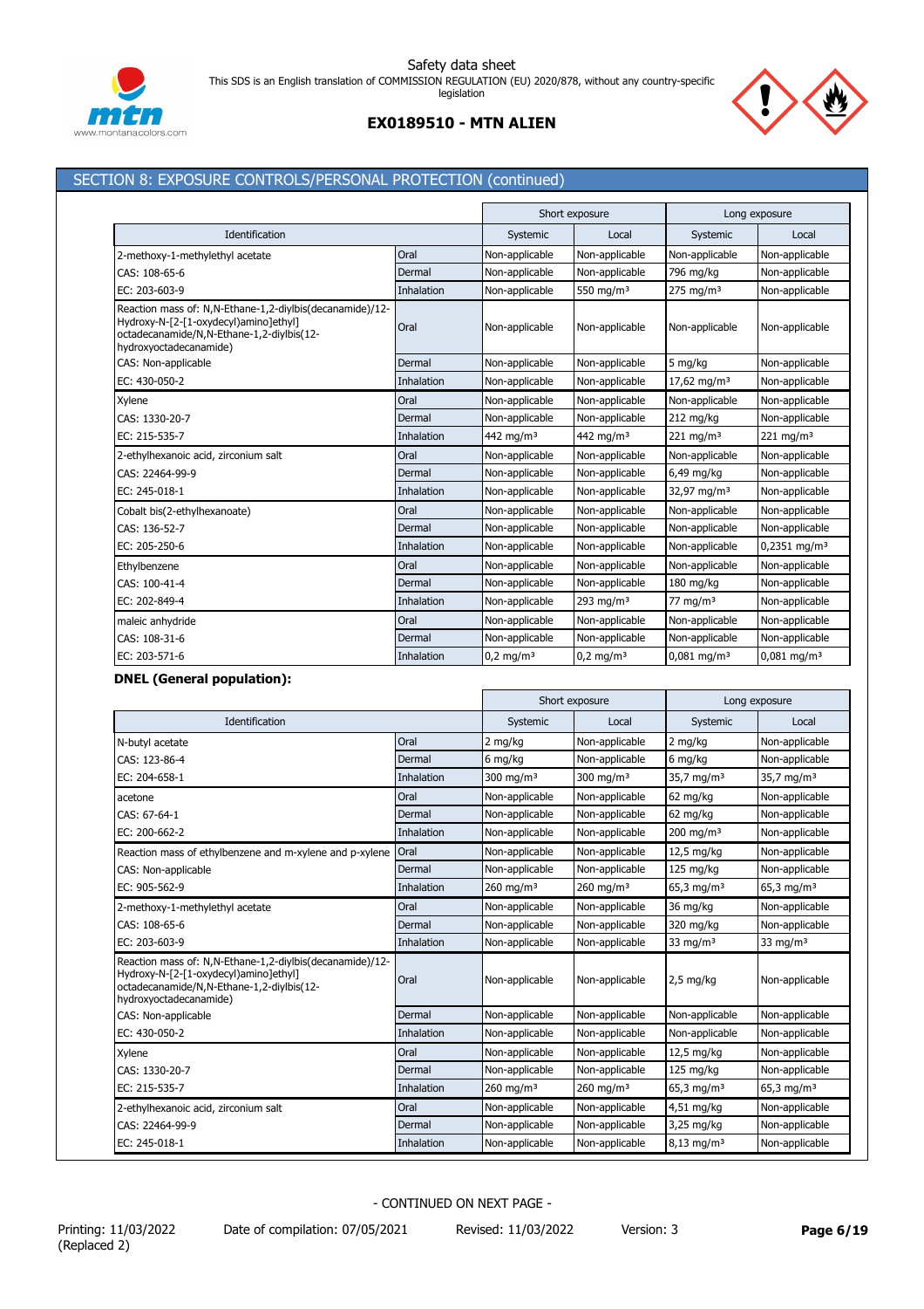## SECTION 8: EXPOSURE CONTROLS/PERSONAL PROTECTION (continued)

| Identification | | Short exposure | | Long exposure | |
|---|---|---|---|---|---|
| | | Systemic | Local | Systemic | Local |
| 2-methoxy-1-methylethyl acetate | Oral | Non-applicable | Non-applicable | Non-applicable | Non-applicable |
| CAS: 108-65-6 | Dermal | Non-applicable | Non-applicable | 796 mg/kg | Non-applicable |
| EC: 203-603-9 | Inhalation | Non-applicable | 550 mg/m³ | 275 mg/m³ | Non-applicable |
| Reaction mass of: N,N-Ethane-1,2-diylbis(decanamide)/12-Hydroxy-N-[2-[1-oxydecyl)amino]ethyl] octadecanamide/N,N-Ethane-1,2-diylbis(12-hydroxyoctadecanamide) | Oral | Non-applicable | Non-applicable | Non-applicable | Non-applicable |
| CAS: Non-applicable | Dermal | Non-applicable | Non-applicable | 5 mg/kg | Non-applicable |
| EC: 430-050-2 | Inhalation | Non-applicable | Non-applicable | 17,62 mg/m³ | Non-applicable |
| Xylene | Oral | Non-applicable | Non-applicable | Non-applicable | Non-applicable |
| CAS: 1330-20-7 | Dermal | Non-applicable | Non-applicable | 212 mg/kg | Non-applicable |
| EC: 215-535-7 | Inhalation | 442 mg/m³ | 442 mg/m³ | 221 mg/m³ | 221 mg/m³ |
| 2-ethylhexanoic acid, zirconium salt | Oral | Non-applicable | Non-applicable | Non-applicable | Non-applicable |
| CAS: 22464-99-9 | Dermal | Non-applicable | Non-applicable | 6,49 mg/kg | Non-applicable |
| EC: 245-018-1 | Inhalation | Non-applicable | Non-applicable | 32,97 mg/m³ | Non-applicable |
| Cobalt bis(2-ethylhexanoate) | Oral | Non-applicable | Non-applicable | Non-applicable | Non-applicable |
| CAS: 136-52-7 | Dermal | Non-applicable | Non-applicable | Non-applicable | Non-applicable |
| EC: 205-250-6 | Inhalation | Non-applicable | Non-applicable | Non-applicable | 0,2351 mg/m³ |
| Ethylbenzene | Oral | Non-applicable | Non-applicable | Non-applicable | Non-applicable |
| CAS: 100-41-4 | Dermal | Non-applicable | Non-applicable | 180 mg/kg | Non-applicable |
| EC: 202-849-4 | Inhalation | Non-applicable | 293 mg/m³ | 77 mg/m³ | Non-applicable |
| maleic anhydride | Oral | Non-applicable | Non-applicable | Non-applicable | Non-applicable |
| CAS: 108-31-6 | Dermal | Non-applicable | Non-applicable | Non-applicable | Non-applicable |
| EC: 203-571-6 | Inhalation | 0,2 mg/m³ | 0,2 mg/m³ | 0,081 mg/m³ | 0,081 mg/m³ |

**DNEL (General population):**

| Identification | | Short exposure | | Long exposure | |
|---|---|---|---|---|---|
| | | Systemic | Local | Systemic | Local |
| N-butyl acetate | Oral | 2 mg/kg | Non-applicable | 2 mg/kg | Non-applicable |
| CAS: 123-86-4 | Dermal | 6 mg/kg | Non-applicable | 6 mg/kg | Non-applicable |
| EC: 204-658-1 | Inhalation | 300 mg/m³ | 300 mg/m³ | 35,7 mg/m³ | 35,7 mg/m³ |
| acetone | Oral | Non-applicable | Non-applicable | 62 mg/kg | Non-applicable |
| CAS: 67-64-1 | Dermal | Non-applicable | Non-applicable | 62 mg/kg | Non-applicable |
| EC: 200-662-2 | Inhalation | Non-applicable | Non-applicable | 200 mg/m³ | Non-applicable |
| Reaction mass of ethylbenzene and m-xylene and p-xylene | Oral | Non-applicable | Non-applicable | 12,5 mg/kg | Non-applicable |
| CAS: Non-applicable | Dermal | Non-applicable | Non-applicable | 125 mg/kg | Non-applicable |
| EC: 905-562-9 | Inhalation | 260 mg/m³ | 260 mg/m³ | 65,3 mg/m³ | 65,3 mg/m³ |
| 2-methoxy-1-methylethyl acetate | Oral | Non-applicable | Non-applicable | 36 mg/kg | Non-applicable |
| CAS: 108-65-6 | Dermal | Non-applicable | Non-applicable | 320 mg/kg | Non-applicable |
| EC: 203-603-9 | Inhalation | Non-applicable | Non-applicable | 33 mg/m³ | 33 mg/m³ |
| Reaction mass of: N,N-Ethane-1,2-diylbis(decanamide)/12-Hydroxy-N-[2-[1-oxydecyl)amino]ethyl] octadecanamide/N,N-Ethane-1,2-diylbis(12-hydroxyoctadecanamide) | Oral | Non-applicable | Non-applicable | 2,5 mg/kg | Non-applicable |
| CAS: Non-applicable | Dermal | Non-applicable | Non-applicable | Non-applicable | Non-applicable |
| EC: 430-050-2 | Inhalation | Non-applicable | Non-applicable | Non-applicable | Non-applicable |
| Xylene | Oral | Non-applicable | Non-applicable | 12,5 mg/kg | Non-applicable |
| CAS: 1330-20-7 | Dermal | Non-applicable | Non-applicable | 125 mg/kg | Non-applicable |
| EC: 215-535-7 | Inhalation | 260 mg/m³ | 260 mg/m³ | 65,3 mg/m³ | 65,3 mg/m³ |
| 2-ethylhexanoic acid, zirconium salt | Oral | Non-applicable | Non-applicable | 4,51 mg/kg | Non-applicable |
| CAS: 22464-99-9 | Dermal | Non-applicable | Non-applicable | 3,25 mg/kg | Non-applicable |
| EC: 245-018-1 | Inhalation | Non-applicable | Non-applicable | 8,13 mg/m³ | Non-applicable |

- CONTINUED ON NEXT PAGE -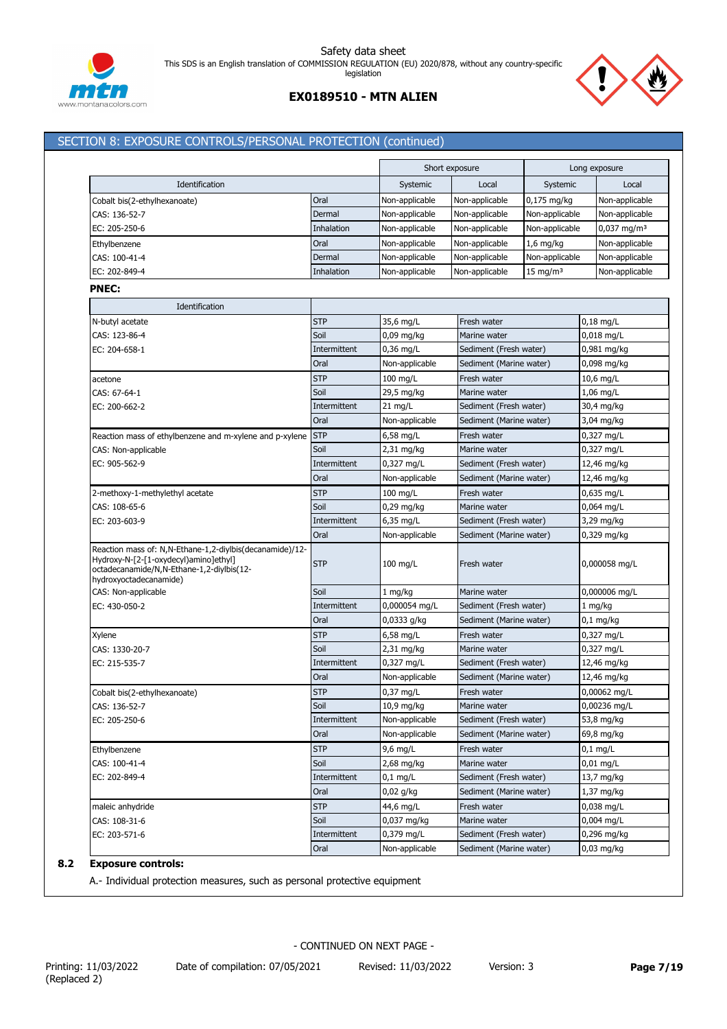## SECTION 8: EXPOSURE CONTROLS/PERSONAL PROTECTION (continued)

| Identification | | Short exposure | | Long exposure | |
|---|---|---|---|---|---|
| | | Systemic | Local | Systemic | Local |
| Cobalt bis(2-ethylhexanoate) | Oral | Non-applicable | Non-applicable | 0,175 mg/kg | Non-applicable |
| CAS: 136-52-7 | Dermal | Non-applicable | Non-applicable | Non-applicable | Non-applicable |
| EC: 205-250-6 | Inhalation | Non-applicable | Non-applicable | Non-applicable | 0,037 mg/m³ |
| Ethylbenzene | Oral | Non-applicable | Non-applicable | 1,6 mg/kg | Non-applicable |
| CAS: 100-41-4 | Dermal | Non-applicable | Non-applicable | Non-applicable | Non-applicable |
| EC: 202-849-4 | Inhalation | Non-applicable | Non-applicable | 15 mg/m³ | Non-applicable |

**PNEC:**

| Identification | | | | |
|---|---|---|---|---|
| N-butyl acetate | STP | 35,6 mg/L | Fresh water | 0,18 mg/L |
| CAS: 123-86-4 | Soil | 0,09 mg/kg | Marine water | 0,018 mg/L |
| EC: 204-658-1 | Intermittent | 0,36 mg/L | Sediment (Fresh water) | 0,981 mg/kg |
| | Oral | Non-applicable | Sediment (Marine water) | 0,098 mg/kg |
| acetone | STP | 100 mg/L | Fresh water | 10,6 mg/L |
| CAS: 67-64-1 | Soil | 29,5 mg/kg | Marine water | 1,06 mg/L |
| EC: 200-662-2 | Intermittent | 21 mg/L | Sediment (Fresh water) | 30,4 mg/kg |
| | Oral | Non-applicable | Sediment (Marine water) | 3,04 mg/kg |
| Reaction mass of ethylbenzene and m-xylene and p-xylene | STP | 6,58 mg/L | Fresh water | 0,327 mg/L |
| CAS: Non-applicable | Soil | 2,31 mg/kg | Marine water | 0,327 mg/L |
| EC: 905-562-9 | Intermittent | 0,327 mg/L | Sediment (Fresh water) | 12,46 mg/kg |
| | Oral | Non-applicable | Sediment (Marine water) | 12,46 mg/kg |
| 2-methoxy-1-methylethyl acetate | STP | 100 mg/L | Fresh water | 0,635 mg/L |
| CAS: 108-65-6 | Soil | 0,29 mg/kg | Marine water | 0,064 mg/L |
| EC: 203-603-9 | Intermittent | 6,35 mg/L | Sediment (Fresh water) | 3,29 mg/kg |
| | Oral | Non-applicable | Sediment (Marine water) | 0,329 mg/kg |
| Reaction mass of: N,N-Ethane-1,2-diylbis(decanamide)/12-Hydroxy-N-[2-[1-oxydecyl)amino]ethyl] octadecanamide/N,N-Ethane-1,2-diylbis(12-hydroxyoctadecanamide) | STP | 100 mg/L | Fresh water | 0,000058 mg/L |
| CAS: Non-applicable | Soil | 1 mg/kg | Marine water | 0,000006 mg/L |
| EC: 430-050-2 | Intermittent | 0,000054 mg/L | Sediment (Fresh water) | 1 mg/kg |
| | Oral | 0,0333 g/kg | Sediment (Marine water) | 0,1 mg/kg |
| Xylene | STP | 6,58 mg/L | Fresh water | 0,327 mg/L |
| CAS: 1330-20-7 | Soil | 2,31 mg/kg | Marine water | 0,327 mg/L |
| EC: 215-535-7 | Intermittent | 0,327 mg/L | Sediment (Fresh water) | 12,46 mg/kg |
| | Oral | Non-applicable | Sediment (Marine water) | 12,46 mg/kg |
| Cobalt bis(2-ethylhexanoate) | STP | 0,37 mg/L | Fresh water | 0,00062 mg/L |
| CAS: 136-52-7 | Soil | 10,9 mg/kg | Marine water | 0,00236 mg/L |
| EC: 205-250-6 | Intermittent | Non-applicable | Sediment (Fresh water) | 53,8 mg/kg |
| | Oral | Non-applicable | Sediment (Marine water) | 69,8 mg/kg |
| Ethylbenzene | STP | 9,6 mg/L | Fresh water | 0,1 mg/L |
| CAS: 100-41-4 | Soil | 2,68 mg/kg | Marine water | 0,01 mg/L |
| EC: 202-849-4 | Intermittent | 0,1 mg/L | Sediment (Fresh water) | 13,7 mg/kg |
| | Oral | 0,02 g/kg | Sediment (Marine water) | 1,37 mg/kg |
| maleic anhydride | STP | 44,6 mg/L | Fresh water | 0,038 mg/L |
| CAS: 108-31-6 | Soil | 0,037 mg/kg | Marine water | 0,004 mg/L |
| EC: 203-571-6 | Intermittent | 0,379 mg/L | Sediment (Fresh water) | 0,296 mg/kg |
| | Oral | Non-applicable | Sediment (Marine water) | 0,03 mg/kg |

### 8.2 Exposure controls:

A.- Individual protection measures, such as personal protective equipment

- CONTINUED ON NEXT PAGE -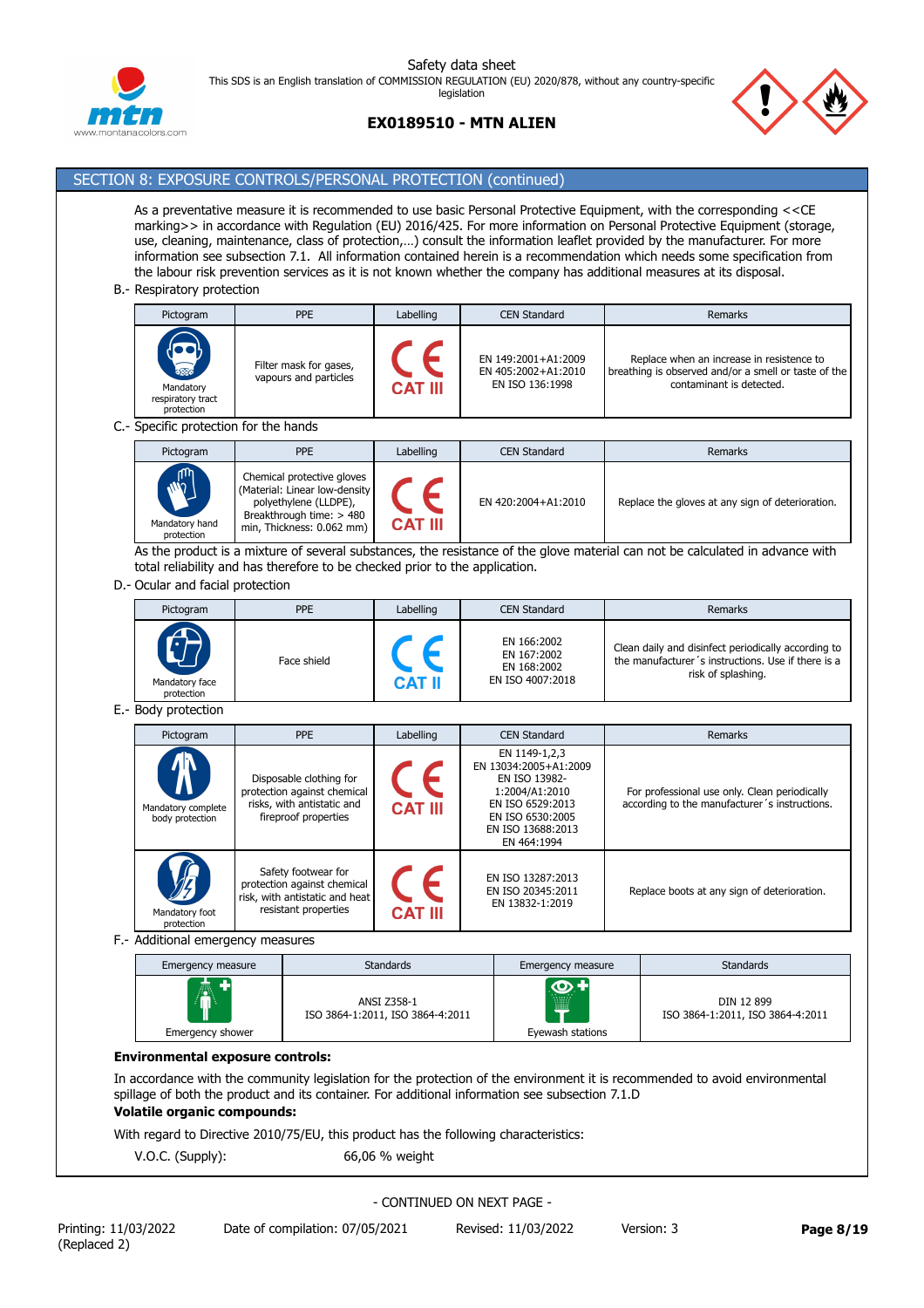## SECTION 8: EXPOSURE CONTROLS/PERSONAL PROTECTION (continued)

As a preventative measure it is recommended to use basic Personal Protective Equipment, with the corresponding <<CE marking>> in accordance with Regulation (EU) 2016/425. For more information on Personal Protective Equipment (storage, use, cleaning, maintenance, class of protection,…) consult the information leaflet provided by the manufacturer. For more information see subsection 7.1. All information contained herein is a recommendation which needs some specification from the labour risk prevention services as it is not known whether the company has additional measures at its disposal.

B.- Respiratory protection

| Pictogram | PPE | Labelling | CEN Standard | Remarks |
|---|---|---|---|---|
| Mandatory respiratory tract protection | Filter mask for gases, vapours and particles | CE CAT III | EN 149:2001+A1:2009<br>EN 405:2002+A1:2010<br>EN ISO 136:1998 | Replace when an increase in resistence to breathing is observed and/or a smell or taste of the contaminant is detected. |

C.- Specific protection for the hands

| Pictogram | PPE | Labelling | CEN Standard | Remarks |
|---|---|---|---|---|
| Mandatory hand protection | Chemical protective gloves (Material: Linear low-density polyethylene (LLDPE), Breakthrough time: > 480 min, Thickness: 0.062 mm) | CE CAT III | EN 420:2004+A1:2010 | Replace the gloves at any sign of deterioration. |

As the product is a mixture of several substances, the resistance of the glove material can not be calculated in advance with total reliability and has therefore to be checked prior to the application.

D.- Ocular and facial protection

| Pictogram | PPE | Labelling | CEN Standard | Remarks |
|---|---|---|---|---|
| Mandatory face protection | Face shield | CE CAT II | EN 166:2002<br>EN 167:2002<br>EN 168:2002<br>EN ISO 4007:2018 | Clean daily and disinfect periodically according to the manufacturer´s instructions. Use if there is a risk of splashing. |

E.- Body protection

| Pictogram | PPE | Labelling | CEN Standard | Remarks |
|---|---|---|---|---|
| Mandatory complete body protection | Disposable clothing for protection against chemical risks, with antistatic and fireproof properties | CE CAT III | EN 1149-1,2,3<br>EN 13034:2005+A1:2009<br>EN ISO 13982-1:2004/A1:2010<br>EN ISO 6529:2013<br>EN ISO 6530:2005<br>EN ISO 13688:2013<br>EN 464:1994 | For professional use only. Clean periodically according to the manufacturer´s instructions. |
| Mandatory foot protection | Safety footwear for protection against chemical risk, with antistatic and heat resistant properties | CE CAT III | EN ISO 13287:2013<br>EN ISO 20345:2011<br>EN 13832-1:2019 | Replace boots at any sign of deterioration. |

F.- Additional emergency measures

| Emergency measure | Standards | Emergency measure | Standards |
|---|---|---|---|
| Emergency shower | ANSI Z358-1<br>ISO 3864-1:2011, ISO 3864-4:2011 | Eyewash stations | DIN 12 899<br>ISO 3864-1:2011, ISO 3864-4:2011 |

**Environmental exposure controls:**

In accordance with the community legislation for the protection of the environment it is recommended to avoid environmental spillage of both the product and its container. For additional information see subsection 7.1.D

**Volatile organic compounds:**

With regard to Directive 2010/75/EU, this product has the following characteristics:

V.O.C. (Supply): 66,06 % weight

- CONTINUED ON NEXT PAGE -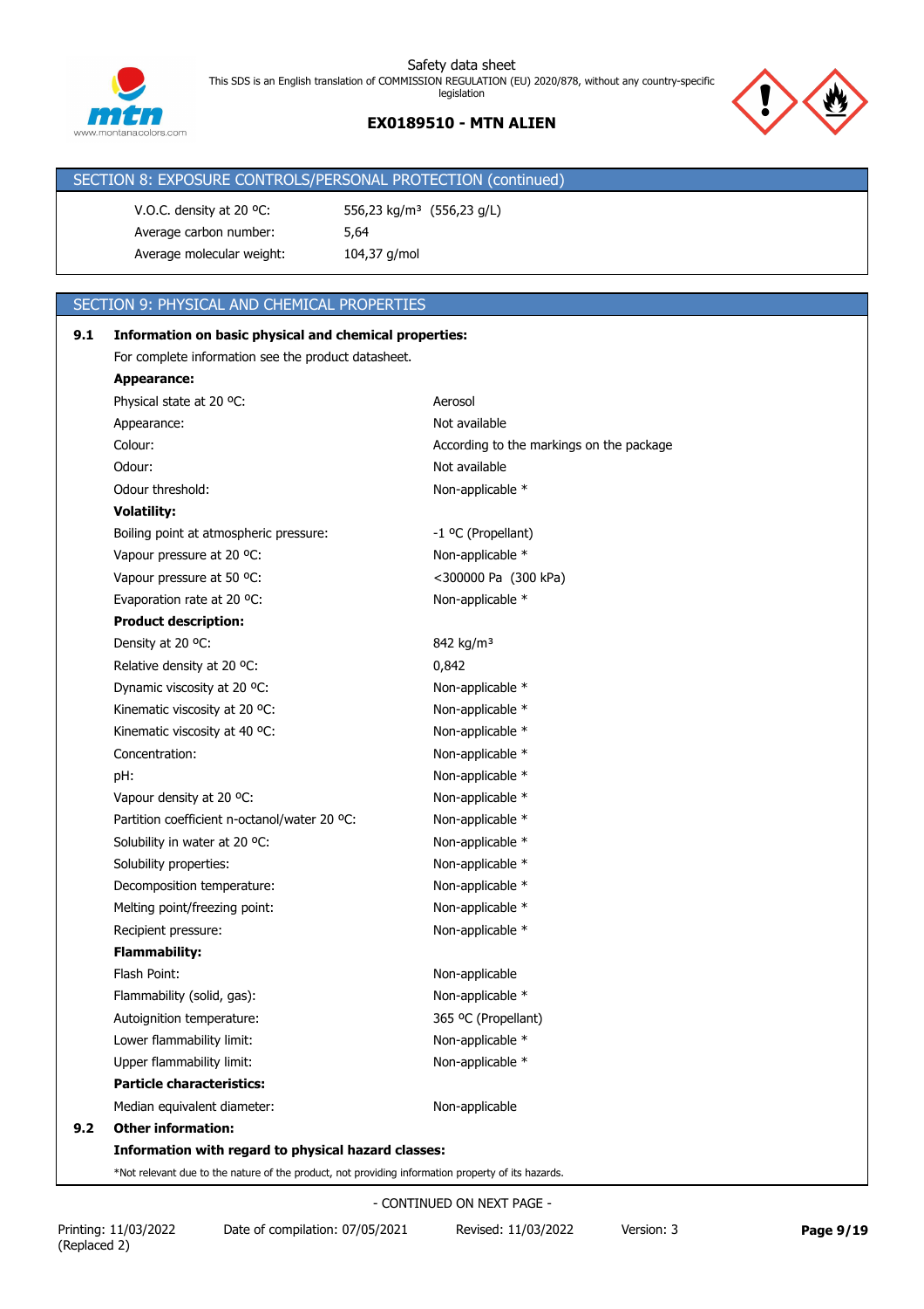## SECTION 8: EXPOSURE CONTROLS/PERSONAL PROTECTION (continued)

| | |
|---|---|
| V.O.C. density at 20 ºC: | 556,23 kg/m³ (556,23 g/L) |
| Average carbon number: | 5,64 |
| Average molecular weight: | 104,37 g/mol |

## SECTION 9: PHYSICAL AND CHEMICAL PROPERTIES

**9.1 Information on basic physical and chemical properties:**

For complete information see the product datasheet.

**Appearance:**

| | |
|---|---|
| Physical state at 20 ºC: | Aerosol |
| Appearance: | Not available |
| Colour: | According to the markings on the package |
| Odour: | Not available |
| Odour threshold: | Non-applicable * |

**Volatility:**

| | |
|---|---|
| Boiling point at atmospheric pressure: | -1 ºC (Propellant) |
| Vapour pressure at 20 ºC: | Non-applicable * |
| Vapour pressure at 50 ºC: | <300000 Pa (300 kPa) |
| Evaporation rate at 20 ºC: | Non-applicable * |

**Product description:**

| | |
|---|---|
| Density at 20 ºC: | 842 kg/m³ |
| Relative density at 20 ºC: | 0,842 |
| Dynamic viscosity at 20 ºC: | Non-applicable * |
| Kinematic viscosity at 20 ºC: | Non-applicable * |
| Kinematic viscosity at 40 ºC: | Non-applicable * |
| Concentration: | Non-applicable * |
| pH: | Non-applicable * |
| Vapour density at 20 ºC: | Non-applicable * |
| Partition coefficient n-octanol/water 20 ºC: | Non-applicable * |
| Solubility in water at 20 ºC: | Non-applicable * |
| Solubility properties: | Non-applicable * |
| Decomposition temperature: | Non-applicable * |
| Melting point/freezing point: | Non-applicable * |
| Recipient pressure: | Non-applicable * |

**Flammability:**

| | |
|---|---|
| Flash Point: | Non-applicable |
| Flammability (solid, gas): | Non-applicable * |
| Autoignition temperature: | 365 ºC (Propellant) |
| Lower flammability limit: | Non-applicable * |
| Upper flammability limit: | Non-applicable * |

**Particle characteristics:**

| | |
|---|---|
| Median equivalent diameter: | Non-applicable |

**9.2 Other information:**

**Information with regard to physical hazard classes:**

*Not relevant due to the nature of the product, not providing information property of its hazards.

- CONTINUED ON NEXT PAGE -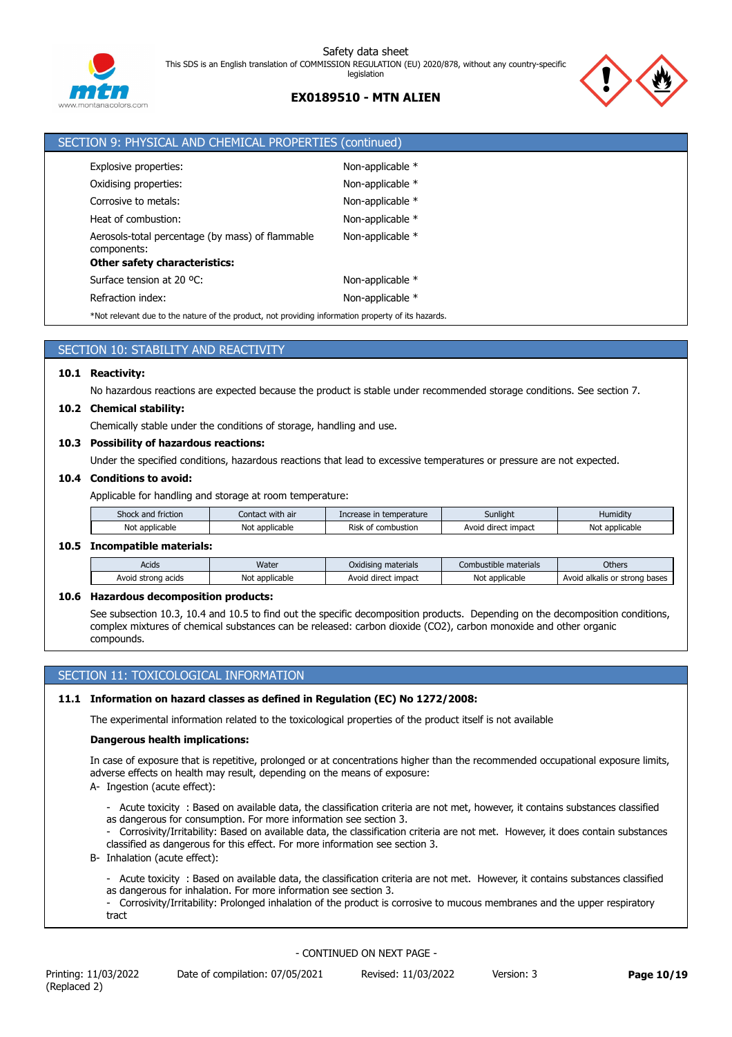## SECTION 9: PHYSICAL AND CHEMICAL PROPERTIES (continued)

| | |
|---|---|
| Explosive properties: | Non-applicable * |
| Oxidising properties: | Non-applicable * |
| Corrosive to metals: | Non-applicable * |
| Heat of combustion: | Non-applicable * |
| Aerosols-total percentage (by mass) of flammable components: | Non-applicable * |

**Other safety characteristics:**

| | |
|---|---|
| Surface tension at 20 ºC: | Non-applicable * |
| Refraction index: | Non-applicable * |

*Not relevant due to the nature of the product, not providing information property of its hazards.

## SECTION 10: STABILITY AND REACTIVITY

**10.1 Reactivity:**

No hazardous reactions are expected because the product is stable under recommended storage conditions. See section 7.

**10.2 Chemical stability:**

Chemically stable under the conditions of storage, handling and use.

**10.3 Possibility of hazardous reactions:**

Under the specified conditions, hazardous reactions that lead to excessive temperatures or pressure are not expected.

**10.4 Conditions to avoid:**

Applicable for handling and storage at room temperature:

| Shock and friction | Contact with air | Increase in temperature | Sunlight | Humidity |
|---|---|---|---|---|
| Not applicable | Not applicable | Risk of combustion | Avoid direct impact | Not applicable |

**10.5 Incompatible materials:**

| Acids | Water | Oxidising materials | Combustible materials | Others |
|---|---|---|---|---|
| Avoid strong acids | Not applicable | Avoid direct impact | Not applicable | Avoid alkalis or strong bases |

**10.6 Hazardous decomposition products:**

See subsection 10.3, 10.4 and 10.5 to find out the specific decomposition products. Depending on the decomposition conditions, complex mixtures of chemical substances can be released: carbon dioxide ($CO_2$), carbon monoxide and other organic compounds.

## SECTION 11: TOXICOLOGICAL INFORMATION

**11.1 Information on hazard classes as defined in Regulation (EC) No 1272/2008:**

The experimental information related to the toxicological properties of the product itself is not available

**Dangerous health implications:**

In case of exposure that is repetitive, prolonged or at concentrations higher than the recommended occupational exposure limits, adverse effects on health may result, depending on the means of exposure:

A- Ingestion (acute effect):

- Acute toxicity : Based on available data, the classification criteria are not met, however, it contains substances classified as dangerous for consumption. For more information see section 3.
- Corrosivity/Irritability: Based on available data, the classification criteria are not met. However, it does contain substances classified as dangerous for this effect. For more information see section 3.

B- Inhalation (acute effect):

- Acute toxicity : Based on available data, the classification criteria are not met. However, it contains substances classified as dangerous for inhalation. For more information see section 3.
- Corrosivity/Irritability: Prolonged inhalation of the product is corrosive to mucous membranes and the upper respiratory tract

- CONTINUED ON NEXT PAGE -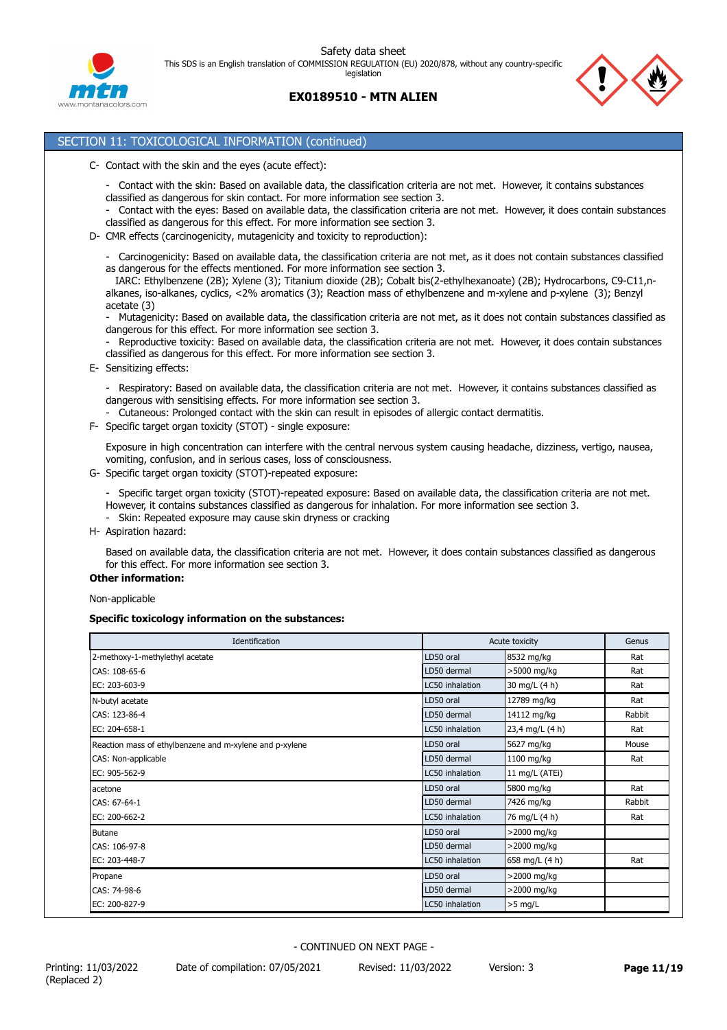## SECTION 11: TOXICOLOGICAL INFORMATION (continued)

C- Contact with the skin and the eyes (acute effect):

- Contact with the skin: Based on available data, the classification criteria are not met. However, it contains substances classified as dangerous for skin contact. For more information see section 3.
- Contact with the eyes: Based on available data, the classification criteria are not met. However, it does contain substances classified as dangerous for this effect. For more information see section 3.

D- CMR effects (carcinogenicity, mutagenicity and toxicity to reproduction):

- Carcinogenicity: Based on available data, the classification criteria are not met, as it does not contain substances classified as dangerous for the effects mentioned. For more information see section 3.
  IARC: Ethylbenzene (2B); Xylene (3); Titanium dioxide (2B); Cobalt bis(2-ethylhexanoate) (2B); Hydrocarbons, C9-C11,n-alkanes, iso-alkanes, cyclics, <2% aromatics (3); Reaction mass of ethylbenzene and m-xylene and p-xylene (3); Benzyl acetate (3)
- Mutagenicity: Based on available data, the classification criteria are not met, as it does not contain substances classified as dangerous for this effect. For more information see section 3.
- Reproductive toxicity: Based on available data, the classification criteria are not met. However, it does contain substances classified as dangerous for this effect. For more information see section 3.

E- Sensitizing effects:

- Respiratory: Based on available data, the classification criteria are not met. However, it contains substances classified as dangerous with sensitising effects. For more information see section 3.
- Cutaneous: Prolonged contact with the skin can result in episodes of allergic contact dermatitis.

F- Specific target organ toxicity (STOT) - single exposure:

Exposure in high concentration can interfere with the central nervous system causing headache, dizziness, vertigo, nausea, vomiting, confusion, and in serious cases, loss of consciousness.

G- Specific target organ toxicity (STOT)-repeated exposure:

- Specific target organ toxicity (STOT)-repeated exposure: Based on available data, the classification criteria are not met. However, it contains substances classified as dangerous for inhalation. For more information see section 3.
- Skin: Repeated exposure may cause skin dryness or cracking

H- Aspiration hazard:

Based on available data, the classification criteria are not met. However, it does contain substances classified as dangerous for this effect. For more information see section 3.

**Other information:**

Non-applicable

**Specific toxicology information on the substances:**

| Identification | Acute toxicity | | Genus |
|---|---|---|---|
| 2-methoxy-1-methylethyl acetate | LD50 oral | 8532 mg/kg | Rat |
| CAS: 108-65-6 | LD50 dermal | >5000 mg/kg | Rat |
| EC: 203-603-9 | LC50 inhalation | 30 mg/L (4 h) | Rat |
| N-butyl acetate | LD50 oral | 12789 mg/kg | Rat |
| CAS: 123-86-4 | LD50 dermal | 14112 mg/kg | Rabbit |
| EC: 204-658-1 | LC50 inhalation | 23,4 mg/L (4 h) | Rat |
| Reaction mass of ethylbenzene and m-xylene and p-xylene | LD50 oral | 5627 mg/kg | Mouse |
| CAS: Non-applicable | LD50 dermal | 1100 mg/kg | Rat |
| EC: 905-562-9 | LC50 inhalation | 11 mg/L (ATEi) | |
| acetone | LD50 oral | 5800 mg/kg | Rat |
| CAS: 67-64-1 | LD50 dermal | 7426 mg/kg | Rabbit |
| EC: 200-662-2 | LC50 inhalation | 76 mg/L (4 h) | Rat |
| Butane | LD50 oral | >2000 mg/kg | |
| CAS: 106-97-8 | LD50 dermal | >2000 mg/kg | |
| EC: 203-448-7 | LC50 inhalation | 658 mg/L (4 h) | Rat |
| Propane | LD50 oral | >2000 mg/kg | |
| CAS: 74-98-6 | LD50 dermal | >2000 mg/kg | |
| EC: 200-827-9 | LC50 inhalation | >5 mg/L | |

- CONTINUED ON NEXT PAGE -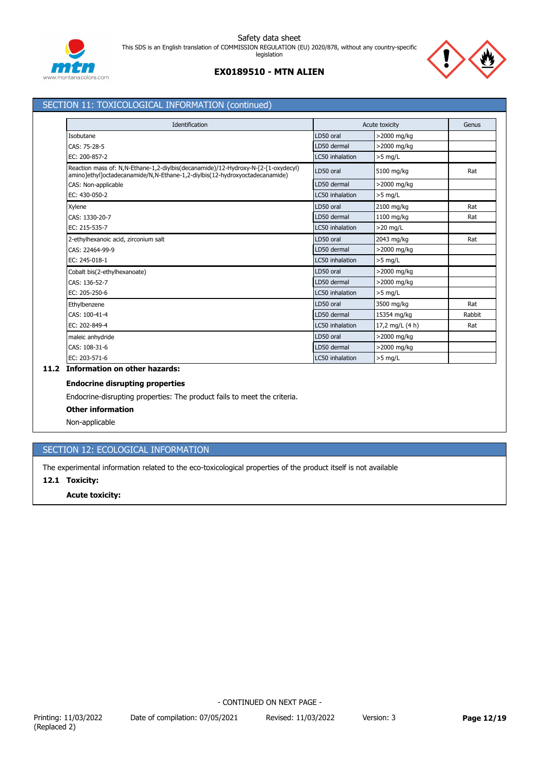## SECTION 11: TOXICOLOGICAL INFORMATION (continued)

| Identification | Acute toxicity | | Genus |
|---|---|---|---|
| Isobutane | LD50 oral | >2000 mg/kg | |
| CAS: 75-28-5 | LD50 dermal | >2000 mg/kg | |
| EC: 200-857-2 | LC50 inhalation | >5 mg/L | |
| Reaction mass of: N,N-Ethane-1,2-diylbis(decanamide)/12-Hydroxy-N-[2-[1-oxydecyl) amino]ethyl]octadecanamide/N,N-Ethane-1,2-diylbis(12-hydroxyoctadecanamide) | LD50 oral | 5100 mg/kg | Rat |
| CAS: Non-applicable | LD50 dermal | >2000 mg/kg | |
| EC: 430-050-2 | LC50 inhalation | >5 mg/L | |
| Xylene | LD50 oral | 2100 mg/kg | Rat |
| CAS: 1330-20-7 | LD50 dermal | 1100 mg/kg | Rat |
| EC: 215-535-7 | LC50 inhalation | >20 mg/L | |
| 2-ethylhexanoic acid, zirconium salt | LD50 oral | 2043 mg/kg | Rat |
| CAS: 22464-99-9 | LD50 dermal | >2000 mg/kg | |
| EC: 245-018-1 | LC50 inhalation | >5 mg/L | |
| Cobalt bis(2-ethylhexanoate) | LD50 oral | >2000 mg/kg | |
| CAS: 136-52-7 | LD50 dermal | >2000 mg/kg | |
| EC: 205-250-6 | LC50 inhalation | >5 mg/L | |
| Ethylbenzene | LD50 oral | 3500 mg/kg | Rat |
| CAS: 100-41-4 | LD50 dermal | 15354 mg/kg | Rabbit |
| EC: 202-849-4 | LC50 inhalation | 17,2 mg/L (4 h) | Rat |
| maleic anhydride | LD50 oral | >2000 mg/kg | |
| CAS: 108-31-6 | LD50 dermal | >2000 mg/kg | |
| EC: 203-571-6 | LC50 inhalation | >5 mg/L | |

### 11.2 Information on other hazards:

**Endocrine disrupting properties**

Endocrine-disrupting properties: The product fails to meet the criteria.

**Other information**

Non-applicable

## SECTION 12: ECOLOGICAL INFORMATION

The experimental information related to the eco-toxicological properties of the product itself is not available

### 12.1 Toxicity:

**Acute toxicity:**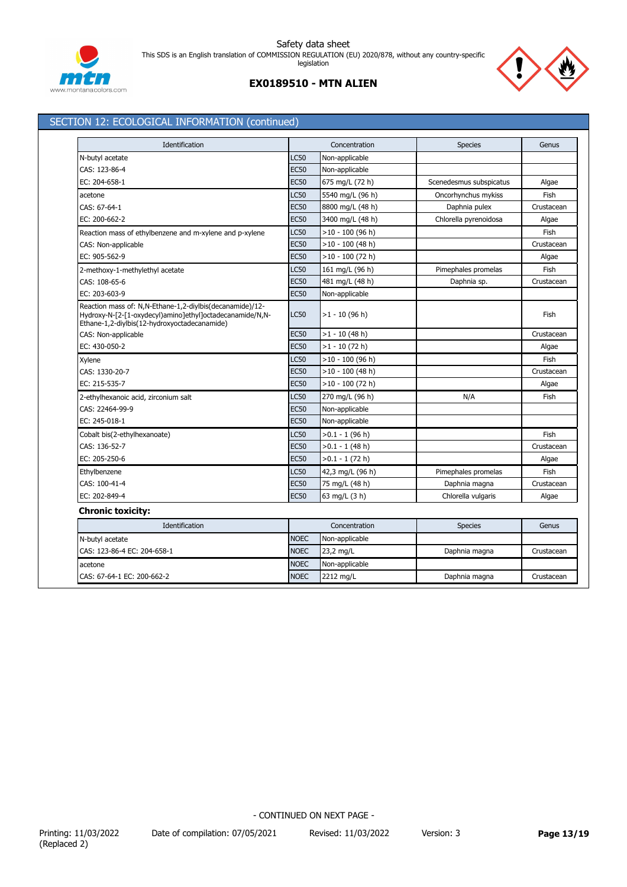## SECTION 12: ECOLOGICAL INFORMATION (continued)

| Identification | | Concentration | Species | Genus |
|---|---|---|---|---|
| N-butyl acetate | LC50 | Non-applicable | | |
| CAS: 123-86-4 | EC50 | Non-applicable | | |
| EC: 204-658-1 | EC50 | 675 mg/L (72 h) | Scenedesmus subspicatus | Algae |
| acetone | LC50 | 5540 mg/L (96 h) | Oncorhynchus mykiss | Fish |
| CAS: 67-64-1 | EC50 | 8800 mg/L (48 h) | Daphnia pulex | Crustacean |
| EC: 200-662-2 | EC50 | 3400 mg/L (48 h) | Chlorella pyrenoidosa | Algae |
| Reaction mass of ethylbenzene and m-xylene and p-xylene | LC50 | >10 - 100 (96 h) | | Fish |
| CAS: Non-applicable | EC50 | >10 - 100 (48 h) | | Crustacean |
| EC: 905-562-9 | EC50 | >10 - 100 (72 h) | | Algae |
| 2-methoxy-1-methylethyl acetate | LC50 | 161 mg/L (96 h) | Pimephales promelas | Fish |
| CAS: 108-65-6 | EC50 | 481 mg/L (48 h) | Daphnia sp. | Crustacean |
| EC: 203-603-9 | EC50 | Non-applicable | | |
| Reaction mass of: N,N-Ethane-1,2-diylbis(decanamide)/12-Hydroxy-N-[2-[1-oxydecyl)amino]ethyl]octadecanamide/N,N-Ethane-1,2-diylbis(12-hydroxyoctadecanamide) | LC50 | >1 - 10 (96 h) | | Fish |
| CAS: Non-applicable | EC50 | >1 - 10 (48 h) | | Crustacean |
| EC: 430-050-2 | EC50 | >1 - 10 (72 h) | | Algae |
| Xylene | LC50 | >10 - 100 (96 h) | | Fish |
| CAS: 1330-20-7 | EC50 | >10 - 100 (48 h) | | Crustacean |
| EC: 215-535-7 | EC50 | >10 - 100 (72 h) | | Algae |
| 2-ethylhexanoic acid, zirconium salt | LC50 | 270 mg/L (96 h) | N/A | Fish |
| CAS: 22464-99-9 | EC50 | Non-applicable | | |
| EC: 245-018-1 | EC50 | Non-applicable | | |
| Cobalt bis(2-ethylhexanoate) | LC50 | >0.1 - 1 (96 h) | | Fish |
| CAS: 136-52-7 | EC50 | >0.1 - 1 (48 h) | | Crustacean |
| EC: 205-250-6 | EC50 | >0.1 - 1 (72 h) | | Algae |
| Ethylbenzene | LC50 | 42,3 mg/L (96 h) | Pimephales promelas | Fish |
| CAS: 100-41-4 | EC50 | 75 mg/L (48 h) | Daphnia magna | Crustacean |
| EC: 202-849-4 | EC50 | 63 mg/L (3 h) | Chlorella vulgaris | Algae |

**Chronic toxicity:**

| Identification | | Concentration | Species | Genus |
|---|---|---|---|---|
| N-butyl acetate | NOEC | Non-applicable | | |
| CAS: 123-86-4 EC: 204-658-1 | NOEC | 23,2 mg/L | Daphnia magna | Crustacean |
| acetone | NOEC | Non-applicable | | |
| CAS: 67-64-1 EC: 200-662-2 | NOEC | 2212 mg/L | Daphnia magna | Crustacean |

- CONTINUED ON NEXT PAGE -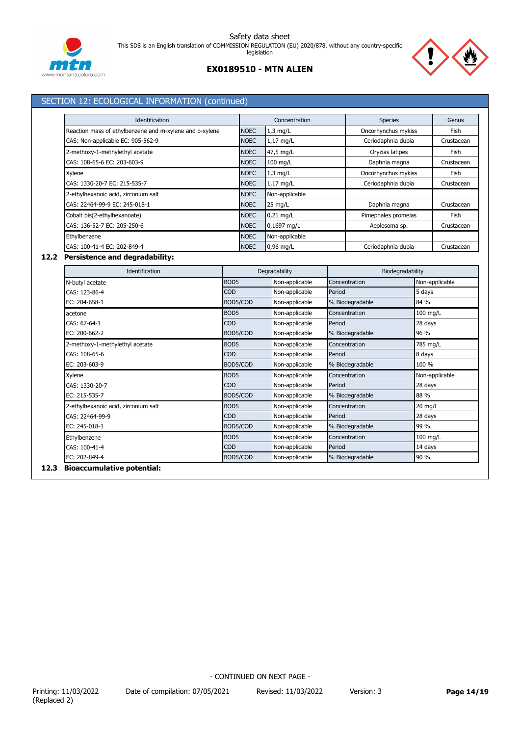## SECTION 12: ECOLOGICAL INFORMATION (continued)

| Identification | | Concentration | Species | Genus |
|---|---|---|---|---|
| Reaction mass of ethylbenzene and m-xylene and p-xylene | NOEC | 1,3 mg/L | Oncorhynchus mykiss | Fish |
| CAS: Non-applicable EC: 905-562-9 | NOEC | 1,17 mg/L | Ceriodaphnia dubia | Crustacean |
| 2-methoxy-1-methylethyl acetate | NOEC | 47,5 mg/L | Oryzias latipes | Fish |
| CAS: 108-65-6 EC: 203-603-9 | NOEC | 100 mg/L | Daphnia magna | Crustacean |
| Xylene | NOEC | 1,3 mg/L | Oncorhynchus mykiss | Fish |
| CAS: 1330-20-7 EC: 215-535-7 | NOEC | 1,17 mg/L | Ceriodaphnia dubia | Crustacean |
| 2-ethylhexanoic acid, zirconium salt | NOEC | Non-applicable | | |
| CAS: 22464-99-9 EC: 245-018-1 | NOEC | 25 mg/L | Daphnia magna | Crustacean |
| Cobalt bis(2-ethylhexanoate) | NOEC | 0,21 mg/L | Pimephales promelas | Fish |
| CAS: 136-52-7 EC: 205-250-6 | NOEC | 0,1697 mg/L | Aeolosoma sp. | Crustacean |
| Ethylbenzene | NOEC | Non-applicable | | |
| CAS: 100-41-4 EC: 202-849-4 | NOEC | 0,96 mg/L | Ceriodaphnia dubia | Crustacean |

### 12.2 Persistence and degradability:

| Identification | Degradability | | Biodegradability | |
|---|---|---|---|---|
| N-butyl acetate | BOD5 | Non-applicable | Concentration | Non-applicable |
| CAS: 123-86-4 | COD | Non-applicable | Period | 5 days |
| EC: 204-658-1 | BOD5/COD | Non-applicable | % Biodegradable | 84 % |
| acetone | BOD5 | Non-applicable | Concentration | 100 mg/L |
| CAS: 67-64-1 | COD | Non-applicable | Period | 28 days |
| EC: 200-662-2 | BOD5/COD | Non-applicable | % Biodegradable | 96 % |
| 2-methoxy-1-methylethyl acetate | BOD5 | Non-applicable | Concentration | 785 mg/L |
| CAS: 108-65-6 | COD | Non-applicable | Period | 8 days |
| EC: 203-603-9 | BOD5/COD | Non-applicable | % Biodegradable | 100 % |
| Xylene | BOD5 | Non-applicable | Concentration | Non-applicable |
| CAS: 1330-20-7 | COD | Non-applicable | Period | 28 days |
| EC: 215-535-7 | BOD5/COD | Non-applicable | % Biodegradable | 88 % |
| 2-ethylhexanoic acid, zirconium salt | BOD5 | Non-applicable | Concentration | 20 mg/L |
| CAS: 22464-99-9 | COD | Non-applicable | Period | 28 days |
| EC: 245-018-1 | BOD5/COD | Non-applicable | % Biodegradable | 99 % |
| Ethylbenzene | BOD5 | Non-applicable | Concentration | 100 mg/L |
| CAS: 100-41-4 | COD | Non-applicable | Period | 14 days |
| EC: 202-849-4 | BOD5/COD | Non-applicable | % Biodegradable | 90 % |

### 12.3 Bioaccumulative potential:

- CONTINUED ON NEXT PAGE -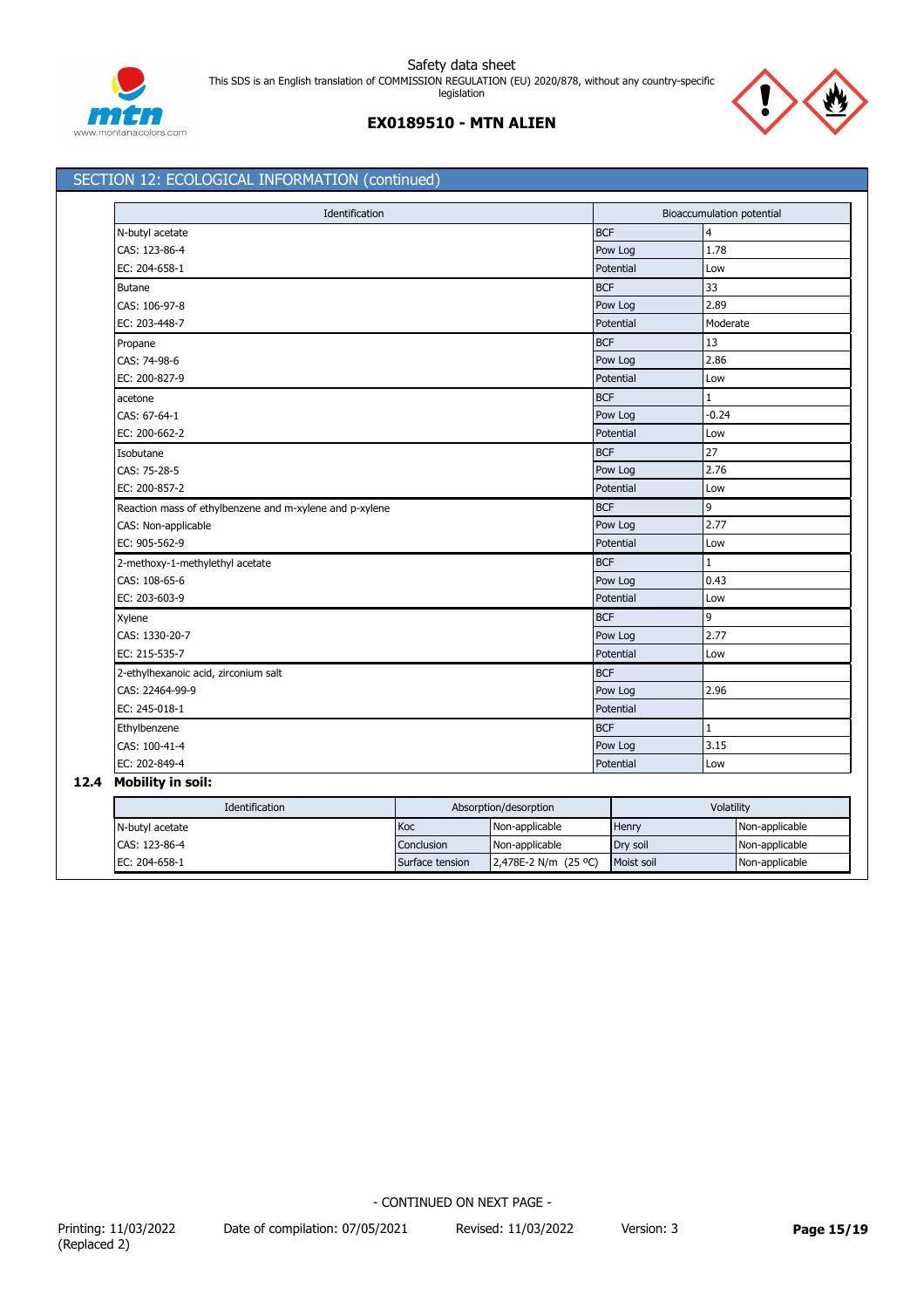## SECTION 12: ECOLOGICAL INFORMATION (continued)

| Identification | Bioaccumulation potential | |
|---|---|---|
| N-butyl acetate | BCF | 4 |
| CAS: 123-86-4 | Pow Log | 1.78 |
| EC: 204-658-1 | Potential | Low |
| Butane | BCF | 33 |
| CAS: 106-97-8 | Pow Log | 2.89 |
| EC: 203-448-7 | Potential | Moderate |
| Propane | BCF | 13 |
| CAS: 74-98-6 | Pow Log | 2.86 |
| EC: 200-827-9 | Potential | Low |
| acetone | BCF | 1 |
| CAS: 67-64-1 | Pow Log | -0.24 |
| EC: 200-662-2 | Potential | Low |
| Isobutane | BCF | 27 |
| CAS: 75-28-5 | Pow Log | 2.76 |
| EC: 200-857-2 | Potential | Low |
| Reaction mass of ethylbenzene and m-xylene and p-xylene | BCF | 9 |
| CAS: Non-applicable | Pow Log | 2.77 |
| EC: 905-562-9 | Potential | Low |
| 2-methoxy-1-methylethyl acetate | BCF | 1 |
| CAS: 108-65-6 | Pow Log | 0.43 |
| EC: 203-603-9 | Potential | Low |
| Xylene | BCF | 9 |
| CAS: 1330-20-7 | Pow Log | 2.77 |
| EC: 215-535-7 | Potential | Low |
| 2-ethylhexanoic acid, zirconium salt | BCF | |
| CAS: 22464-99-9 | Pow Log | 2.96 |
| EC: 245-018-1 | Potential | |
| Ethylbenzene | BCF | 1 |
| CAS: 100-41-4 | Pow Log | 3.15 |
| EC: 202-849-4 | Potential | Low |

### 12.4 Mobility in soil:

| Identification | Absorption/desorption | | Volatility | |
|---|---|---|---|---|
| N-butyl acetate | Koc | Non-applicable | Henry | Non-applicable |
| CAS: 123-86-4 | Conclusion | Non-applicable | Dry soil | Non-applicable |
| EC: 204-658-1 | Surface tension | 2,478E-2 N/m (25 ºC) | Moist soil | Non-applicable |

- CONTINUED ON NEXT PAGE -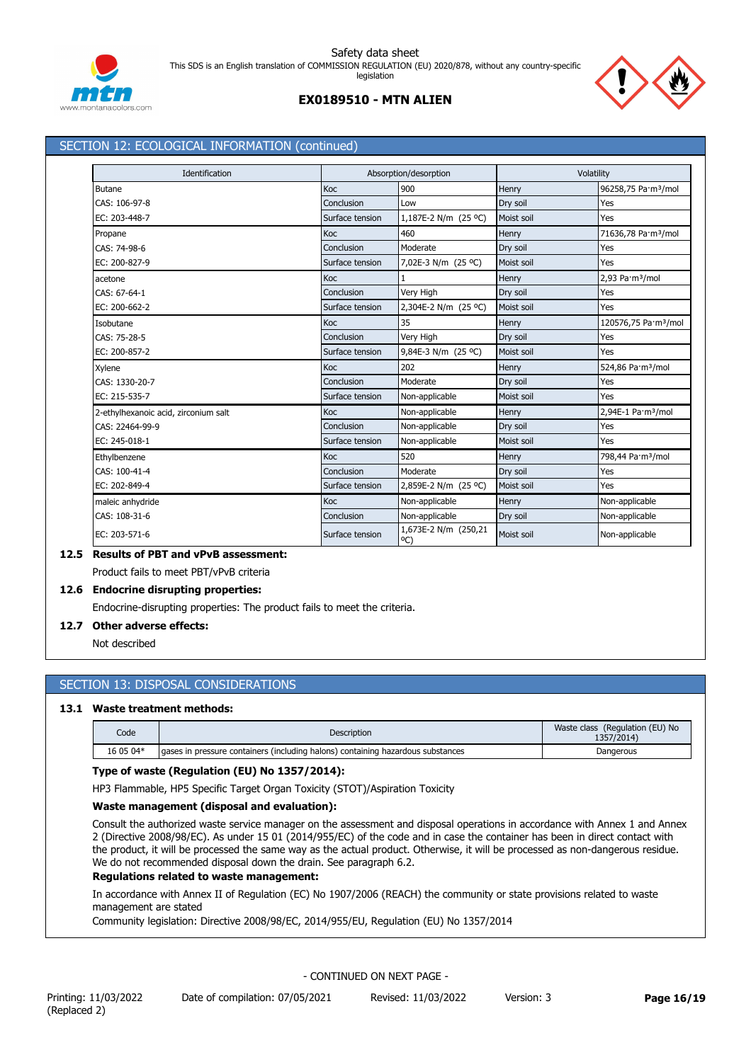## SECTION 12: ECOLOGICAL INFORMATION (continued)

| Identification | Absorption/desorption | | Volatility | |
|---|---|---|---|---|
| Butane | Koc | 900 | Henry | 96258,75 Pa·m³/mol |
| CAS: 106-97-8 | Conclusion | Low | Dry soil | Yes |
| EC: 203-448-7 | Surface tension | 1,187E-2 N/m (25 ºC) | Moist soil | Yes |
| Propane | Koc | 460 | Henry | 71636,78 Pa·m³/mol |
| CAS: 74-98-6 | Conclusion | Moderate | Dry soil | Yes |
| EC: 200-827-9 | Surface tension | 7,02E-3 N/m (25 ºC) | Moist soil | Yes |
| acetone | Koc | 1 | Henry | 2,93 Pa·m³/mol |
| CAS: 67-64-1 | Conclusion | Very High | Dry soil | Yes |
| EC: 200-662-2 | Surface tension | 2,304E-2 N/m (25 ºC) | Moist soil | Yes |
| Isobutane | Koc | 35 | Henry | 120576,75 Pa·m³/mol |
| CAS: 75-28-5 | Conclusion | Very High | Dry soil | Yes |
| EC: 200-857-2 | Surface tension | 9,84E-3 N/m (25 ºC) | Moist soil | Yes |
| Xylene | Koc | 202 | Henry | 524,86 Pa·m³/mol |
| CAS: 1330-20-7 | Conclusion | Moderate | Dry soil | Yes |
| EC: 215-535-7 | Surface tension | Non-applicable | Moist soil | Yes |
| 2-ethylhexanoic acid, zirconium salt | Koc | Non-applicable | Henry | 2,94E-1 Pa·m³/mol |
| CAS: 22464-99-9 | Conclusion | Non-applicable | Dry soil | Yes |
| EC: 245-018-1 | Surface tension | Non-applicable | Moist soil | Yes |
| Ethylbenzene | Koc | 520 | Henry | 798,44 Pa·m³/mol |
| CAS: 100-41-4 | Conclusion | Moderate | Dry soil | Yes |
| EC: 202-849-4 | Surface tension | 2,859E-2 N/m (25 ºC) | Moist soil | Yes |
| maleic anhydride | Koc | Non-applicable | Henry | Non-applicable |
| CAS: 108-31-6 | Conclusion | Non-applicable | Dry soil | Non-applicable |
| EC: 203-571-6 | Surface tension | 1,673E-2 N/m (250,21 ºC) | Moist soil | Non-applicable |

### 12.5 Results of PBT and vPvB assessment:

Product fails to meet PBT/vPvB criteria

### 12.6 Endocrine disrupting properties:

Endocrine-disrupting properties: The product fails to meet the criteria.

### 12.7 Other adverse effects:

Not described

## SECTION 13: DISPOSAL CONSIDERATIONS

### 13.1 Waste treatment methods:

| Code | Description | Waste class (Regulation (EU) No 1357/2014) |
|---|---|---|
| 16 05 04* | gases in pressure containers (including halons) containing hazardous substances | Dangerous |

**Type of waste (Regulation (EU) No 1357/2014):**

HP3 Flammable, HP5 Specific Target Organ Toxicity (STOT)/Aspiration Toxicity

**Waste management (disposal and evaluation):**

Consult the authorized waste service manager on the assessment and disposal operations in accordance with Annex 1 and Annex 2 (Directive 2008/98/EC). As under 15 01 (2014/955/EC) of the code and in case the container has been in direct contact with the product, it will be processed the same way as the actual product. Otherwise, it will be processed as non-dangerous residue. We do not recommended disposal down the drain. See paragraph 6.2.

**Regulations related to waste management:**

In accordance with Annex II of Regulation (EC) No 1907/2006 (REACH) the community or state provisions related to waste management are stated

Community legislation: Directive 2008/98/EC, 2014/955/EU, Regulation (EU) No 1357/2014

- CONTINUED ON NEXT PAGE -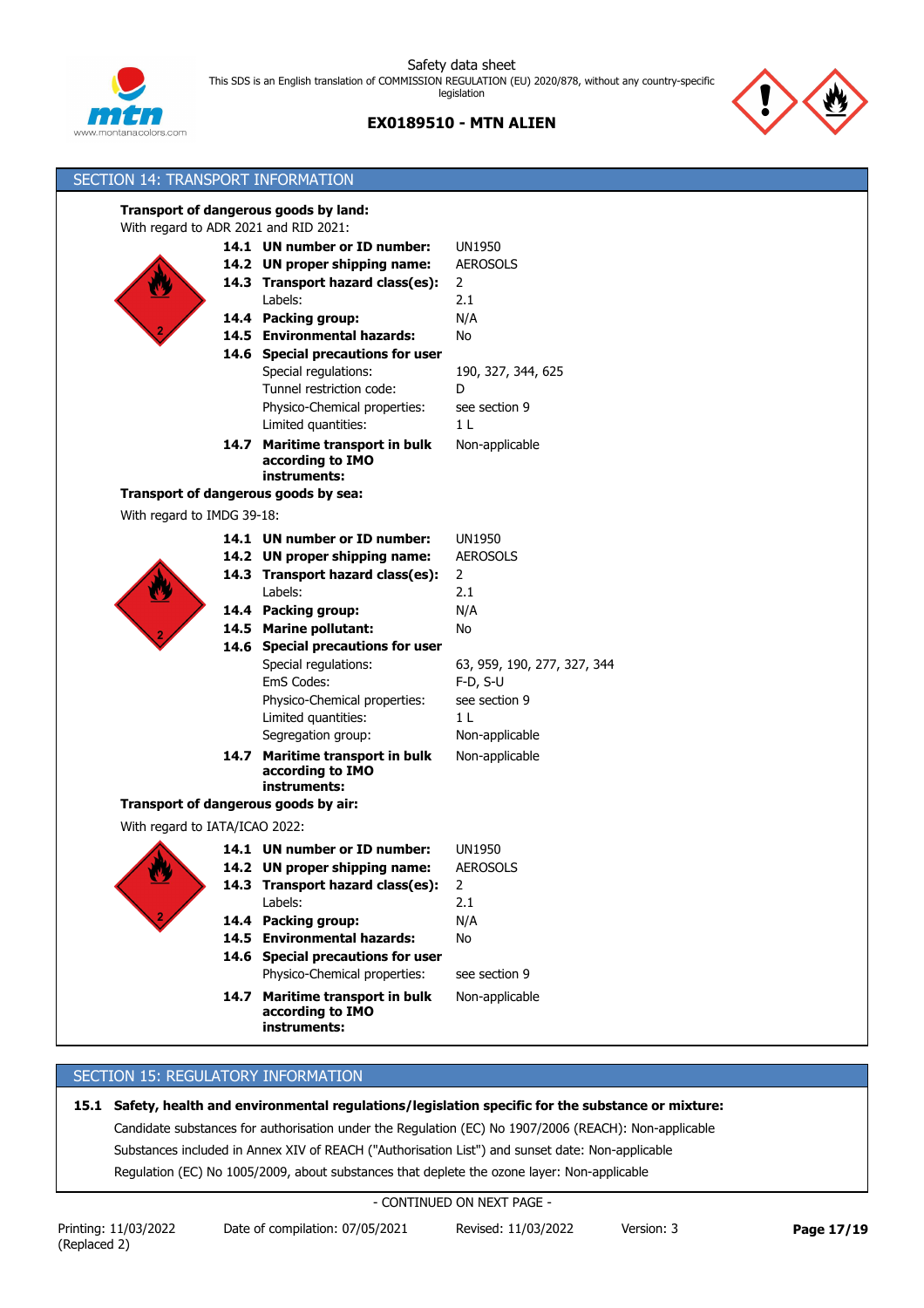## SECTION 14: TRANSPORT INFORMATION

**Transport of dangerous goods by land:**

With regard to ADR 2021 and RID 2021:

| | | |
|---|---|---|
| **14.1** | **UN number or ID number:** | UN1950 |
| **14.2** | **UN proper shipping name:** | AEROSOLS |
| **14.3** | **Transport hazard class(es):** | 2 |
| | Labels: | 2.1 |
| **14.4** | **Packing group:** | N/A |
| **14.5** | **Environmental hazards:** | No |
| **14.6** | **Special precautions for user** | |
| | Special regulations: | 190, 327, 344, 625 |
| | Tunnel restriction code: | D |
| | Physico-Chemical properties: | see section 9 |
| | Limited quantities: | 1 L |
| **14.7** | **Maritime transport in bulk according to IMO instruments:** | Non-applicable |

**Transport of dangerous goods by sea:**

With regard to IMDG 39-18:

| | | |
|---|---|---|
| **14.1** | **UN number or ID number:** | UN1950 |
| **14.2** | **UN proper shipping name:** | AEROSOLS |
| **14.3** | **Transport hazard class(es):** | 2 |
| | Labels: | 2.1 |
| **14.4** | **Packing group:** | N/A |
| **14.5** | **Marine pollutant:** | No |
| **14.6** | **Special precautions for user** | |
| | Special regulations: | 63, 959, 190, 277, 327, 344 |
| | EmS Codes: | F-D, S-U |
| | Physico-Chemical properties: | see section 9 |
| | Limited quantities: | 1 L |
| | Segregation group: | Non-applicable |
| **14.7** | **Maritime transport in bulk according to IMO instruments:** | Non-applicable |

**Transport of dangerous goods by air:**

With regard to IATA/ICAO 2022:

| | | |
|---|---|---|
| **14.1** | **UN number or ID number:** | UN1950 |
| **14.2** | **UN proper shipping name:** | AEROSOLS |
| **14.3** | **Transport hazard class(es):** | 2 |
| | Labels: | 2.1 |
| **14.4** | **Packing group:** | N/A |
| **14.5** | **Environmental hazards:** | No |
| **14.6** | **Special precautions for user** | |
| | Physico-Chemical properties: | see section 9 |
| **14.7** | **Maritime transport in bulk according to IMO instruments:** | Non-applicable |

## SECTION 15: REGULATORY INFORMATION

**15.1 Safety, health and environmental regulations/legislation specific for the substance or mixture:**

Candidate substances for authorisation under the Regulation (EC) No 1907/2006 (REACH): Non-applicable

Substances included in Annex XIV of REACH ("Authorisation List") and sunset date: Non-applicable

Regulation (EC) No 1005/2009, about substances that deplete the ozone layer: Non-applicable

- CONTINUED ON NEXT PAGE -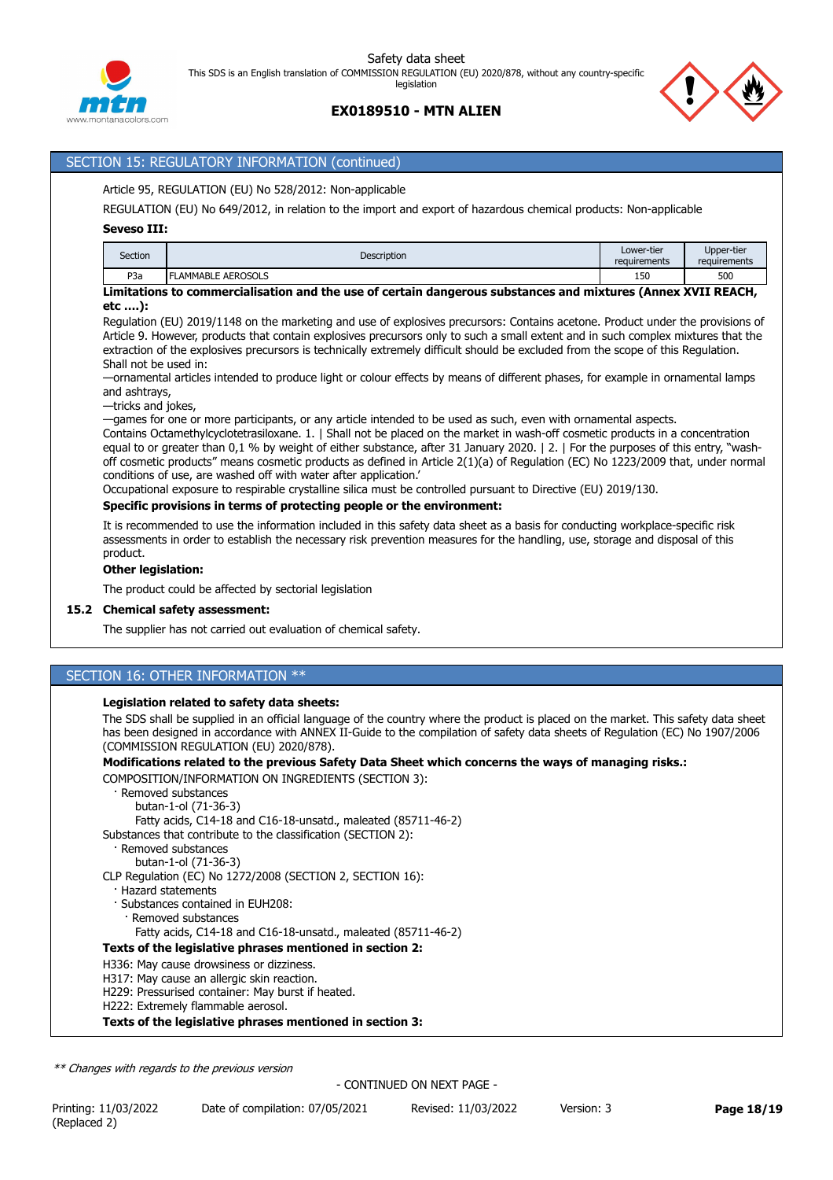## SECTION 15: REGULATORY INFORMATION (continued)

Article 95, REGULATION (EU) No 528/2012: Non-applicable

REGULATION (EU) No 649/2012, in relation to the import and export of hazardous chemical products: Non-applicable

**Seveso III:**

| Section | Description | Lower-tier requirements | Upper-tier requirements |
|---|---|---|---|
| P3a | FLAMMABLE AEROSOLS | 150 | 500 |

**Limitations to commercialisation and the use of certain dangerous substances and mixtures (Annex XVII REACH, etc ....):**

Regulation (EU) 2019/1148 on the marketing and use of explosives precursors: Contains acetone. Product under the provisions of Article 9. However, products that contain explosives precursors only to such a small extent and in such complex mixtures that the extraction of the explosives precursors is technically extremely difficult should be excluded from the scope of this Regulation.
Shall not be used in:
—ornamental articles intended to produce light or colour effects by means of different phases, for example in ornamental lamps and ashtrays,
—tricks and jokes,
—games for one or more participants, or any article intended to be used as such, even with ornamental aspects.
Contains Octamethylcyclotetrasiloxane. 1. | Shall not be placed on the market in wash-off cosmetic products in a concentration equal to or greater than 0,1 % by weight of either substance, after 31 January 2020. | 2. | For the purposes of this entry, "wash-off cosmetic products" means cosmetic products as defined in Article 2(1)(a) of Regulation (EC) No 1223/2009 that, under normal conditions of use, are washed off with water after application.'
Occupational exposure to respirable crystalline silica must be controlled pursuant to Directive (EU) 2019/130.

**Specific provisions in terms of protecting people or the environment:**

It is recommended to use the information included in this safety data sheet as a basis for conducting workplace-specific risk assessments in order to establish the necessary risk prevention measures for the handling, use, storage and disposal of this product.

**Other legislation:**

The product could be affected by sectorial legislation

### 15.2 Chemical safety assessment:

The supplier has not carried out evaluation of chemical safety.

## SECTION 16: OTHER INFORMATION **

**Legislation related to safety data sheets:**

The SDS shall be supplied in an official language of the country where the product is placed on the market. This safety data sheet has been designed in accordance with ANNEX II-Guide to the compilation of safety data sheets of Regulation (EC) No 1907/2006 (COMMISSION REGULATION (EU) 2020/878).

**Modifications related to the previous Safety Data Sheet which concerns the ways of managing risks.:**

COMPOSITION/INFORMATION ON INGREDIENTS (SECTION 3):
- Removed substances
  - butan-1-ol (71-36-3)
  - Fatty acids, C14-18 and C16-18-unsatd., maleated (85711-46-2)

Substances that contribute to the classification (SECTION 2):
- Removed substances
  - butan-1-ol (71-36-3)

CLP Regulation (EC) No 1272/2008 (SECTION 2, SECTION 16):
- Hazard statements
- Substances contained in EUH208:
  - Removed substances
    - Fatty acids, C14-18 and C16-18-unsatd., maleated (85711-46-2)

**Texts of the legislative phrases mentioned in section 2:**

H336: May cause drowsiness or dizziness.
H317: May cause an allergic skin reaction.
H229: Pressurised container: May burst if heated.
H222: Extremely flammable aerosol.

**Texts of the legislative phrases mentioned in section 3:**

*** Changes with regards to the previous version*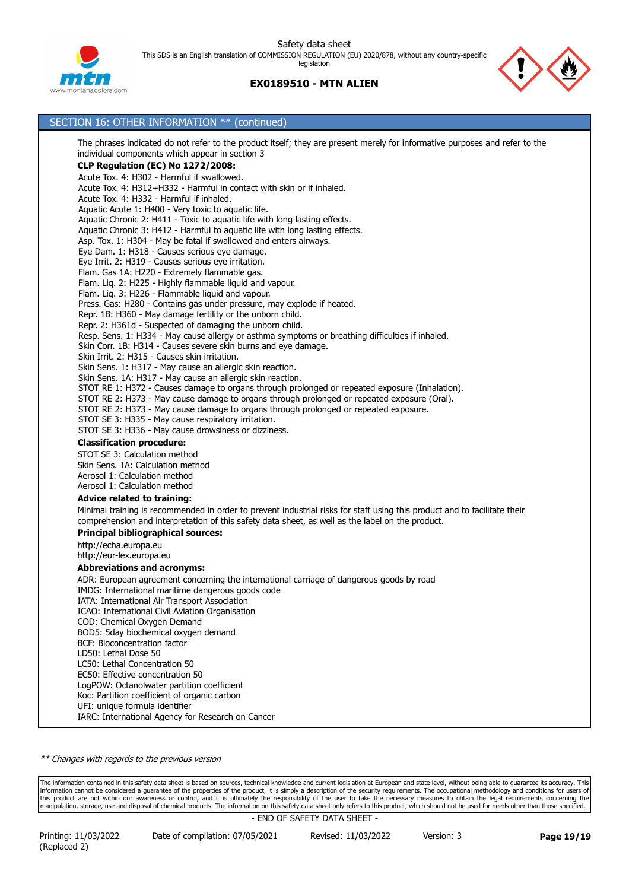## SECTION 16: OTHER INFORMATION ** (continued)

The phrases indicated do not refer to the product itself; they are present merely for informative purposes and refer to the individual components which appear in section 3

**CLP Regulation (EC) No 1272/2008:**

Acute Tox. 4: H302 - Harmful if swallowed.
Acute Tox. 4: H312+H332 - Harmful in contact with skin or if inhaled.
Acute Tox. 4: H332 - Harmful if inhaled.
Aquatic Acute 1: H400 - Very toxic to aquatic life.
Aquatic Chronic 2: H411 - Toxic to aquatic life with long lasting effects.
Aquatic Chronic 3: H412 - Harmful to aquatic life with long lasting effects.
Asp. Tox. 1: H304 - May be fatal if swallowed and enters airways.
Eye Dam. 1: H318 - Causes serious eye damage.
Eye Irrit. 2: H319 - Causes serious eye irritation.
Flam. Gas 1A: H220 - Extremely flammable gas.
Flam. Liq. 2: H225 - Highly flammable liquid and vapour.
Flam. Liq. 3: H226 - Flammable liquid and vapour.
Press. Gas: H280 - Contains gas under pressure, may explode if heated.
Repr. 1B: H360 - May damage fertility or the unborn child.
Repr. 2: H361d - Suspected of damaging the unborn child.
Resp. Sens. 1: H334 - May cause allergy or asthma symptoms or breathing difficulties if inhaled.
Skin Corr. 1B: H314 - Causes severe skin burns and eye damage.
Skin Irrit. 2: H315 - Causes skin irritation.
Skin Sens. 1: H317 - May cause an allergic skin reaction.
Skin Sens. 1A: H317 - May cause an allergic skin reaction.
STOT RE 1: H372 - Causes damage to organs through prolonged or repeated exposure (Inhalation).
STOT RE 2: H373 - May cause damage to organs through prolonged or repeated exposure (Oral).
STOT RE 2: H373 - May cause damage to organs through prolonged or repeated exposure.
STOT SE 3: H335 - May cause respiratory irritation.
STOT SE 3: H336 - May cause drowsiness or dizziness.

**Classification procedure:**

STOT SE 3: Calculation method
Skin Sens. 1A: Calculation method
Aerosol 1: Calculation method
Aerosol 1: Calculation method

**Advice related to training:**

Minimal training is recommended in order to prevent industrial risks for staff using this product and to facilitate their comprehension and interpretation of this safety data sheet, as well as the label on the product.

**Principal bibliographical sources:**

http://echa.europa.eu
http://eur-lex.europa.eu

**Abbreviations and acronyms:**

ADR: European agreement concerning the international carriage of dangerous goods by road
IMDG: International maritime dangerous goods code
IATA: International Air Transport Association
ICAO: International Civil Aviation Organisation
COD: Chemical Oxygen Demand
BOD5: 5day biochemical oxygen demand
BCF: Bioconcentration factor
LD50: Lethal Dose 50
LC50: Lethal Concentration 50
EC50: Effective concentration 50
LogPOW: Octanolwater partition coefficient
Koc: Partition coefficient of organic carbon
UFI: unique formula identifier
IARC: International Agency for Research on Cancer

*** Changes with regards to the previous version*

The information contained in this safety data sheet is based on sources, technical knowledge and current legislation at European and state level, without being able to guarantee its accuracy. This information cannot be considered a guarantee of the properties of the product, it is simply a description of the security requirements. The occupational methodology and conditions for users of this product are not within our awareness or control, and it is ultimately the responsibility of the user to take the necessary measures to obtain the legal requirements concerning the manipulation, storage, use and disposal of chemical products. The information on this safety data sheet only refers to this product, which should not be used for needs other than those specified.

- END OF SAFETY DATA SHEET -